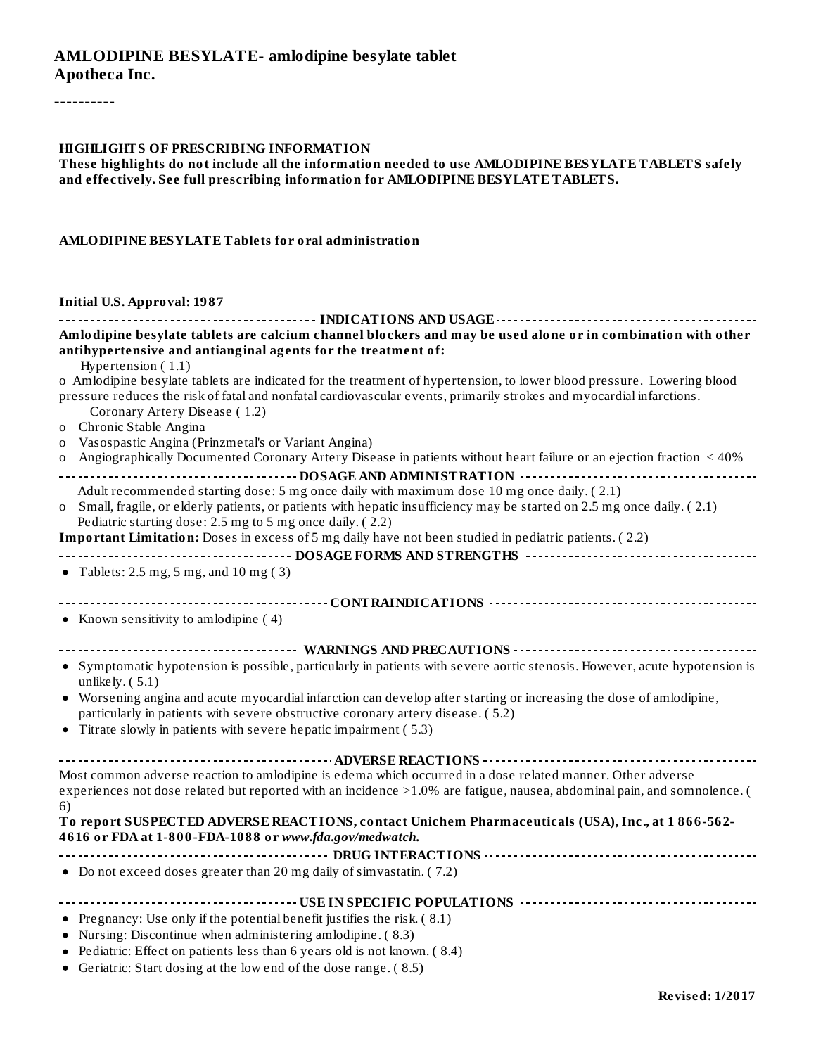# AMLODIPINE BESYLATE- amlodipine besylate tablet
**Apotheca Inc.**

----------

**HIGHLIGHTS OF PRESCRIBING INFORMATION**
**These highlights do not include all the information needed to use AMLODIPINE BESYLATE TABLETS safely and effectively. See full prescribing information for AMLODIPINE BESYLATE TABLETS.**

**AMLODIPINE BESYLATE Tablets for oral administration**

**Initial U.S. Approval: 1987**

## INDICATIONS AND USAGE

**Amlodipine besylate tablets are calcium channel blockers and may be used alone or in combination with other antihypertensive and antianginal agents for the treatment of:**

Hypertension ( 1.1)

- o Amlodipine besylate tablets are indicated for the treatment of hypertension, to lower blood pressure. Lowering blood pressure reduces the risk of fatal and nonfatal cardiovascular events, primarily strokes and myocardial infarctions.

Coronary Artery Disease ( 1.2)

- o Chronic Stable Angina
- o Vasospastic Angina (Prinzmetal's or Variant Angina)
- o Angiographically Documented Coronary Artery Disease in patients without heart failure or an ejection fraction < 40%

## DOSAGE AND ADMINISTRATION

Adult recommended starting dose: 5 mg once daily with maximum dose 10 mg once daily. ( 2.1)

- o Small, fragile, or elderly patients, or patients with hepatic insufficiency may be started on 2.5 mg once daily. ( 2.1)

Pediatric starting dose: 2.5 mg to 5 mg once daily. ( 2.2)

**Important Limitation:** Doses in excess of 5 mg daily have not been studied in pediatric patients. ( 2.2)

## DOSAGE FORMS AND STRENGTHS

- Tablets: 2.5 mg, 5 mg, and 10 mg ( 3)

## CONTRAINDICATIONS

- Known sensitivity to amlodipine ( 4)

## WARNINGS AND PRECAUTIONS

- Symptomatic hypotension is possible, particularly in patients with severe aortic stenosis. However, acute hypotension is unlikely. ( 5.1)
- Worsening angina and acute myocardial infarction can develop after starting or increasing the dose of amlodipine, particularly in patients with severe obstructive coronary artery disease. ( 5.2)
- Titrate slowly in patients with severe hepatic impairment ( 5.3)

## ADVERSE REACTIONS

Most common adverse reaction to amlodipine is edema which occurred in a dose related manner. Other adverse experiences not dose related but reported with an incidence >1.0% are fatigue, nausea, abdominal pain, and somnolence. ( 6)

**To report SUSPECTED ADVERSE REACTIONS, contact Unichem Pharmaceuticals (USA), Inc., at 1 866-562-4616 or FDA at 1-800-FDA-1088 or *www.fda.gov/medwatch.***

## DRUG INTERACTIONS

- Do not exceed doses greater than 20 mg daily of simvastatin. ( 7.2)

## USE IN SPECIFIC POPULATIONS

- Pregnancy: Use only if the potential benefit justifies the risk. ( 8.1)
- Nursing: Discontinue when administering amlodipine. ( 8.3)
- Pediatric: Effect on patients less than 6 years old is not known. ( 8.4)
- Geriatric: Start dosing at the low end of the dose range. ( 8.5)

**Revised: 1/2017**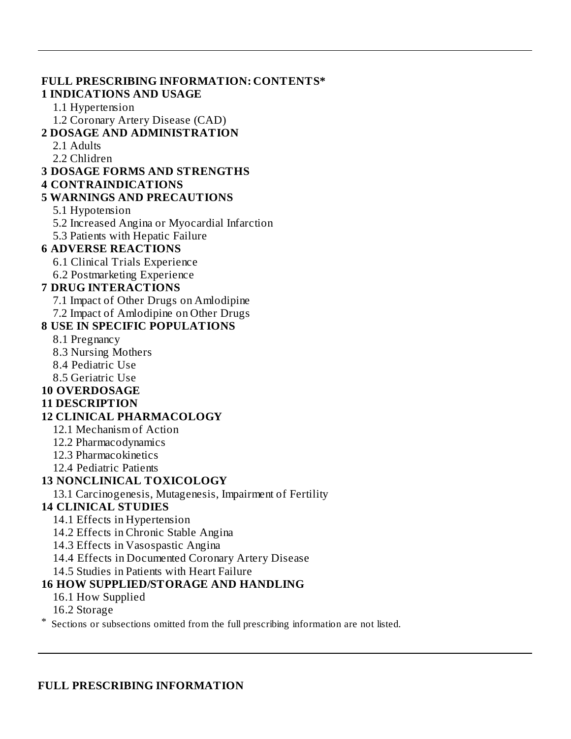---

**FULL PRESCRIBING INFORMATION: CONTENTS***

**1 INDICATIONS AND USAGE**
- 1.1 Hypertension
- 1.2 Coronary Artery Disease (CAD)

**2 DOSAGE AND ADMINISTRATION**
- 2.1 Adults
- 2.2 Chlidren

**3 DOSAGE FORMS AND STRENGTHS**

**4 CONTRAINDICATIONS**

**5 WARNINGS AND PRECAUTIONS**
- 5.1 Hypotension
- 5.2 Increased Angina or Myocardial Infarction
- 5.3 Patients with Hepatic Failure

**6 ADVERSE REACTIONS**
- 6.1 Clinical Trials Experience
- 6.2 Postmarketing Experience

**7 DRUG INTERACTIONS**
- 7.1 Impact of Other Drugs on Amlodipine
- 7.2 Impact of Amlodipine on Other Drugs

**8 USE IN SPECIFIC POPULATIONS**
- 8.1 Pregnancy
- 8.3 Nursing Mothers
- 8.4 Pediatric Use
- 8.5 Geriatric Use

**10 OVERDOSAGE**

**11 DESCRIPTION**

**12 CLINICAL PHARMACOLOGY**
- 12.1 Mechanism of Action
- 12.2 Pharmacodynamics
- 12.3 Pharmacokinetics
- 12.4 Pediatric Patients

**13 NONCLINICAL TOXICOLOGY**
- 13.1 Carcinogenesis, Mutagenesis, Impairment of Fertility

**14 CLINICAL STUDIES**
- 14.1 Effects in Hypertension
- 14.2 Effects in Chronic Stable Angina
- 14.3 Effects in Vasospastic Angina
- 14.4 Effects in Documented Coronary Artery Disease
- 14.5 Studies in Patients with Heart Failure

**16 HOW SUPPLIED/STORAGE AND HANDLING**
- 16.1 How Supplied
- 16.2 Storage

\* Sections or subsections omitted from the full prescribing information are not listed.

---

**FULL PRESCRIBING INFORMATION**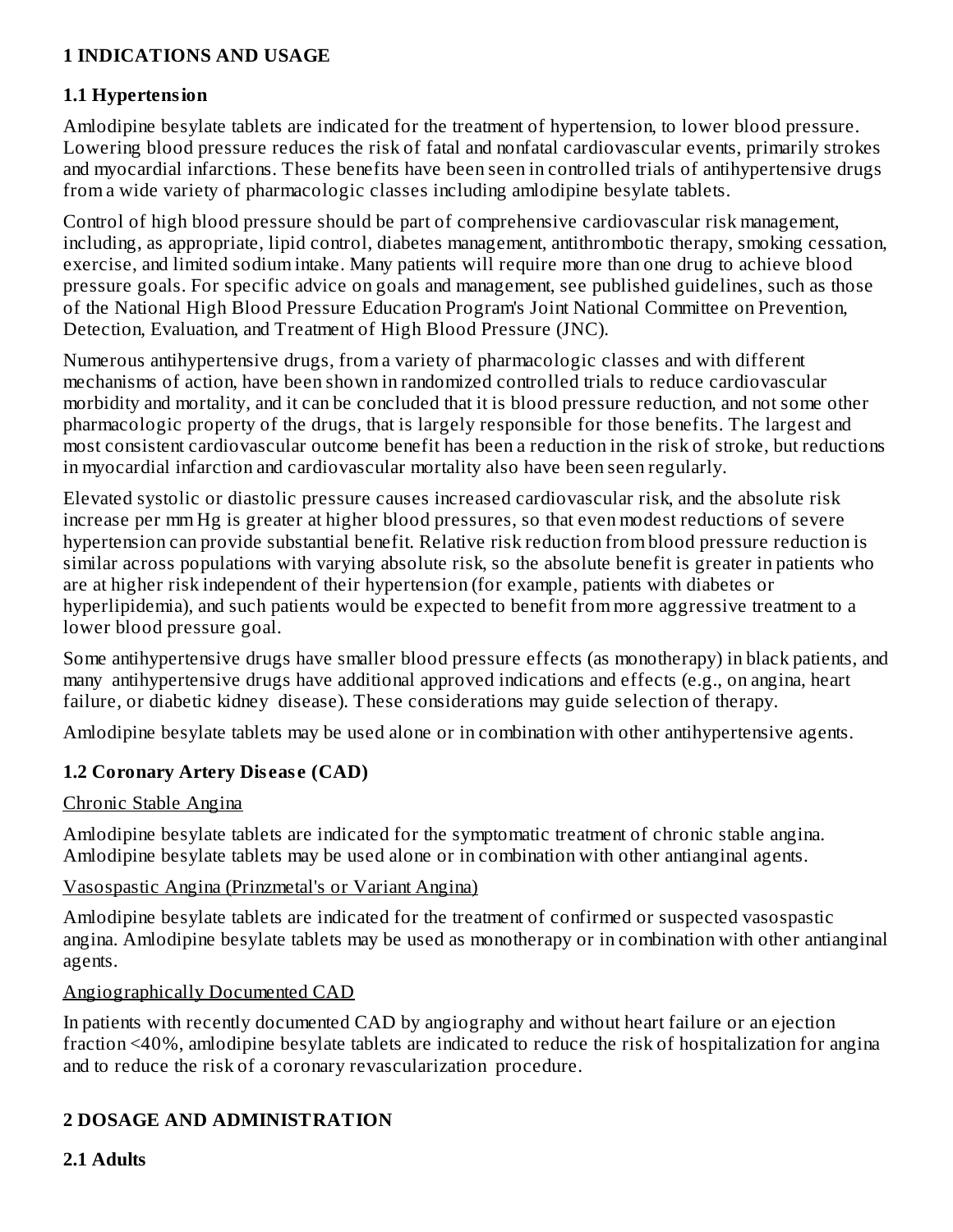# 1 INDICATIONS AND USAGE

## 1.1 Hypertension

Amlodipine besylate tablets are indicated for the treatment of hypertension, to lower blood pressure. Lowering blood pressure reduces the risk of fatal and nonfatal cardiovascular events, primarily strokes and myocardial infarctions. These benefits have been seen in controlled trials of antihypertensive drugs from a wide variety of pharmacologic classes including amlodipine besylate tablets.

Control of high blood pressure should be part of comprehensive cardiovascular risk management, including, as appropriate, lipid control, diabetes management, antithrombotic therapy, smoking cessation, exercise, and limited sodium intake. Many patients will require more than one drug to achieve blood pressure goals. For specific advice on goals and management, see published guidelines, such as those of the National High Blood Pressure Education Program's Joint National Committee on Prevention, Detection, Evaluation, and Treatment of High Blood Pressure (JNC).

Numerous antihypertensive drugs, from a variety of pharmacologic classes and with different mechanisms of action, have been shown in randomized controlled trials to reduce cardiovascular morbidity and mortality, and it can be concluded that it is blood pressure reduction, and not some other pharmacologic property of the drugs, that is largely responsible for those benefits. The largest and most consistent cardiovascular outcome benefit has been a reduction in the risk of stroke, but reductions in myocardial infarction and cardiovascular mortality also have been seen regularly.

Elevated systolic or diastolic pressure causes increased cardiovascular risk, and the absolute risk increase per mm Hg is greater at higher blood pressures, so that even modest reductions of severe hypertension can provide substantial benefit. Relative risk reduction from blood pressure reduction is similar across populations with varying absolute risk, so the absolute benefit is greater in patients who are at higher risk independent of their hypertension (for example, patients with diabetes or hyperlipidemia), and such patients would be expected to benefit from more aggressive treatment to a lower blood pressure goal.

Some antihypertensive drugs have smaller blood pressure effects (as monotherapy) in black patients, and many antihypertensive drugs have additional approved indications and effects (e.g., on angina, heart failure, or diabetic kidney disease). These considerations may guide selection of therapy.

Amlodipine besylate tablets may be used alone or in combination with other antihypertensive agents.

## 1.2 Coronary Artery Disease (CAD)

Chronic Stable Angina

Amlodipine besylate tablets are indicated for the symptomatic treatment of chronic stable angina. Amlodipine besylate tablets may be used alone or in combination with other antianginal agents.

Vasospastic Angina (Prinzmetal's or Variant Angina)

Amlodipine besylate tablets are indicated for the treatment of confirmed or suspected vasospastic angina. Amlodipine besylate tablets may be used as monotherapy or in combination with other antianginal agents.

Angiographically Documented CAD

In patients with recently documented CAD by angiography and without heart failure or an ejection fraction <40%, amlodipine besylate tablets are indicated to reduce the risk of hospitalization for angina and to reduce the risk of a coronary revascularization procedure.

# 2 DOSAGE AND ADMINISTRATION

## 2.1 Adults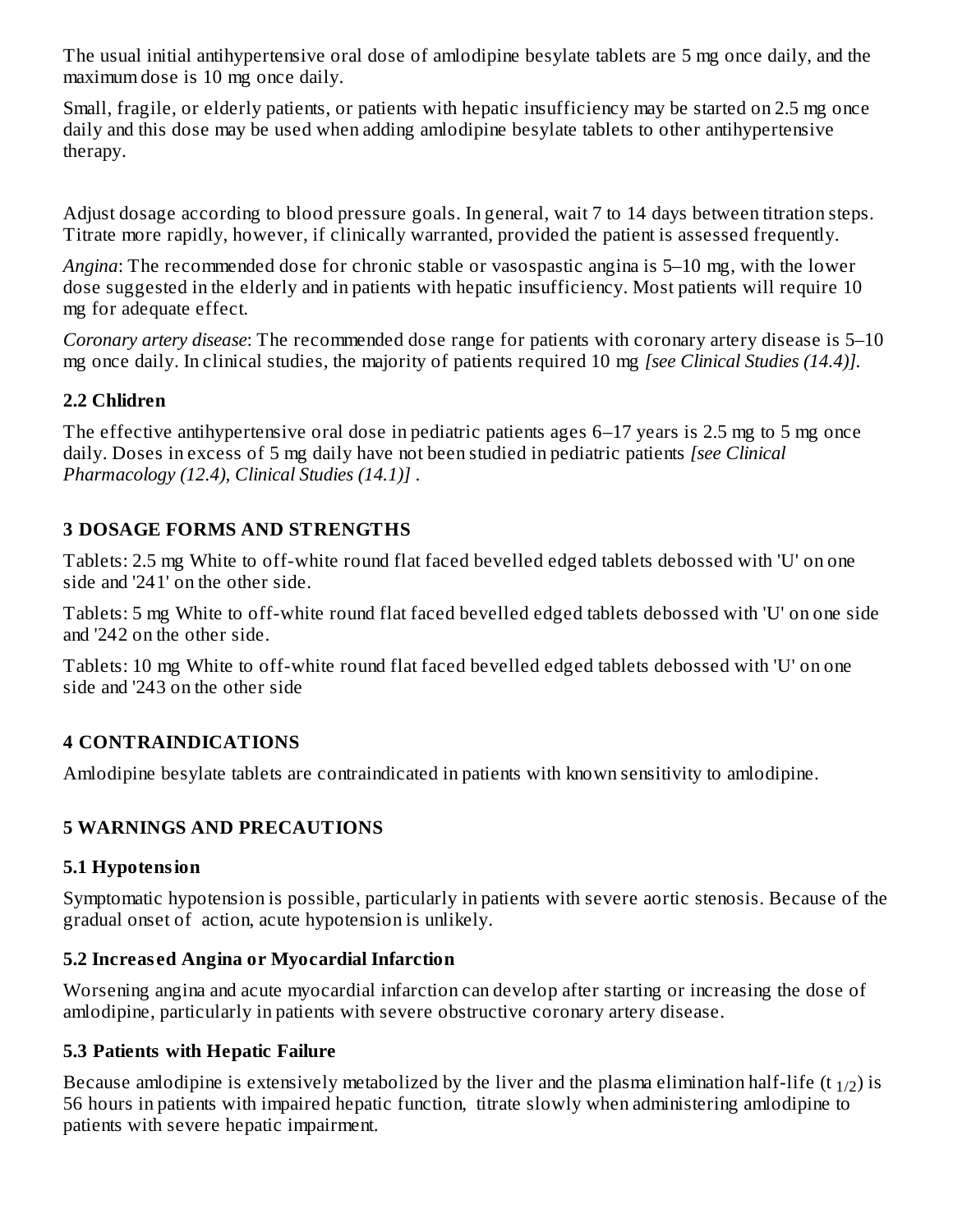The usual initial antihypertensive oral dose of amlodipine besylate tablets are 5 mg once daily, and the maximum dose is 10 mg once daily.

Small, fragile, or elderly patients, or patients with hepatic insufficiency may be started on 2.5 mg once daily and this dose may be used when adding amlodipine besylate tablets to other antihypertensive therapy.

Adjust dosage according to blood pressure goals. In general, wait 7 to 14 days between titration steps. Titrate more rapidly, however, if clinically warranted, provided the patient is assessed frequently.

*Angina*: The recommended dose for chronic stable or vasospastic angina is 5–10 mg, with the lower dose suggested in the elderly and in patients with hepatic insufficiency. Most patients will require 10 mg for adequate effect.

*Coronary artery disease*: The recommended dose range for patients with coronary artery disease is 5–10 mg once daily. In clinical studies, the majority of patients required 10 mg *[see Clinical Studies (14.4)].*

### 2.2 Chlidren

The effective antihypertensive oral dose in pediatric patients ages 6–17 years is 2.5 mg to 5 mg once daily. Doses in excess of 5 mg daily have not been studied in pediatric patients *[see Clinical Pharmacology (12.4), Clinical Studies (14.1)]* .

## 3 DOSAGE FORMS AND STRENGTHS

Tablets: 2.5 mg White to off-white round flat faced bevelled edged tablets debossed with 'U' on one side and '241' on the other side.

Tablets: 5 mg White to off-white round flat faced bevelled edged tablets debossed with 'U' on one side and '242 on the other side.

Tablets: 10 mg White to off-white round flat faced bevelled edged tablets debossed with 'U' on one side and '243 on the other side

## 4 CONTRAINDICATIONS

Amlodipine besylate tablets are contraindicated in patients with known sensitivity to amlodipine.

## 5 WARNINGS AND PRECAUTIONS

### 5.1 Hypotension

Symptomatic hypotension is possible, particularly in patients with severe aortic stenosis. Because of the gradual onset of action, acute hypotension is unlikely.

### 5.2 Increased Angina or Myocardial Infarction

Worsening angina and acute myocardial infarction can develop after starting or increasing the dose of amlodipine, particularly in patients with severe obstructive coronary artery disease.

### 5.3 Patients with Hepatic Failure

Because amlodipine is extensively metabolized by the liver and the plasma elimination half-life ($t_{1/2}$) is 56 hours in patients with impaired hepatic function, titrate slowly when administering amlodipine to patients with severe hepatic impairment.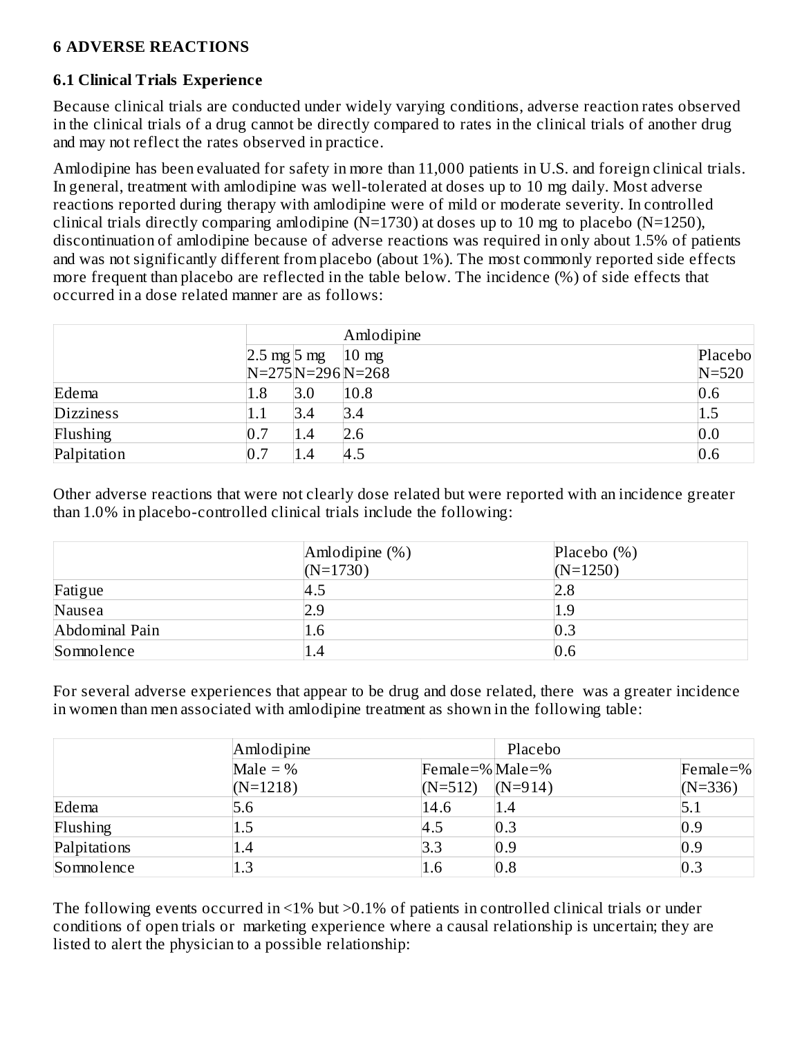## 6 ADVERSE REACTIONS

### 6.1 Clinical Trials Experience

Because clinical trials are conducted under widely varying conditions, adverse reaction rates observed in the clinical trials of a drug cannot be directly compared to rates in the clinical trials of another drug and may not reflect the rates observed in practice.

Amlodipine has been evaluated for safety in more than 11,000 patients in U.S. and foreign clinical trials. In general, treatment with amlodipine was well-tolerated at doses up to 10 mg daily. Most adverse reactions reported during therapy with amlodipine were of mild or moderate severity. In controlled clinical trials directly comparing amlodipine (N=1730) at doses up to 10 mg to placebo (N=1250), discontinuation of amlodipine because of adverse reactions was required in only about 1.5% of patients and was not significantly different from placebo (about 1%). The most commonly reported side effects more frequent than placebo are reflected in the table below. The incidence (%) of side effects that occurred in a dose related manner are as follows:

| | Amlodipine | | | |
|---|---|---|---|---|
| | 2.5 mg N=275 | 5 mg N=296 | 10 mg N=268 | Placebo N=520 |
| Edema | 1.8 | 3.0 | 10.8 | 0.6 |
| Dizziness | 1.1 | 3.4 | 3.4 | 1.5 |
| Flushing | 0.7 | 1.4 | 2.6 | 0.0 |
| Palpitation | 0.7 | 1.4 | 4.5 | 0.6 |

Other adverse reactions that were not clearly dose related but were reported with an incidence greater than 1.0% in placebo-controlled clinical trials include the following:

| | Amlodipine (%) (N=1730) | Placebo (%) (N=1250) |
|---|---|---|
| Fatigue | 4.5 | 2.8 |
| Nausea | 2.9 | 1.9 |
| Abdominal Pain | 1.6 | 0.3 |
| Somnolence | 1.4 | 0.6 |

For several adverse experiences that appear to be drug and dose related, there was a greater incidence in women than men associated with amlodipine treatment as shown in the following table:

| | Amlodipine | | Placebo | |
|---|---|---|---|---|
| | Male = % (N=1218) | Female=% (N=512) | Male=% (N=914) | Female=% (N=336) |
| Edema | 5.6 | 14.6 | 1.4 | 5.1 |
| Flushing | 1.5 | 4.5 | 0.3 | 0.9 |
| Palpitations | 1.4 | 3.3 | 0.9 | 0.9 |
| Somnolence | 1.3 | 1.6 | 0.8 | 0.3 |

The following events occurred in <1% but >0.1% of patients in controlled clinical trials or under conditions of open trials or marketing experience where a causal relationship is uncertain; they are listed to alert the physician to a possible relationship: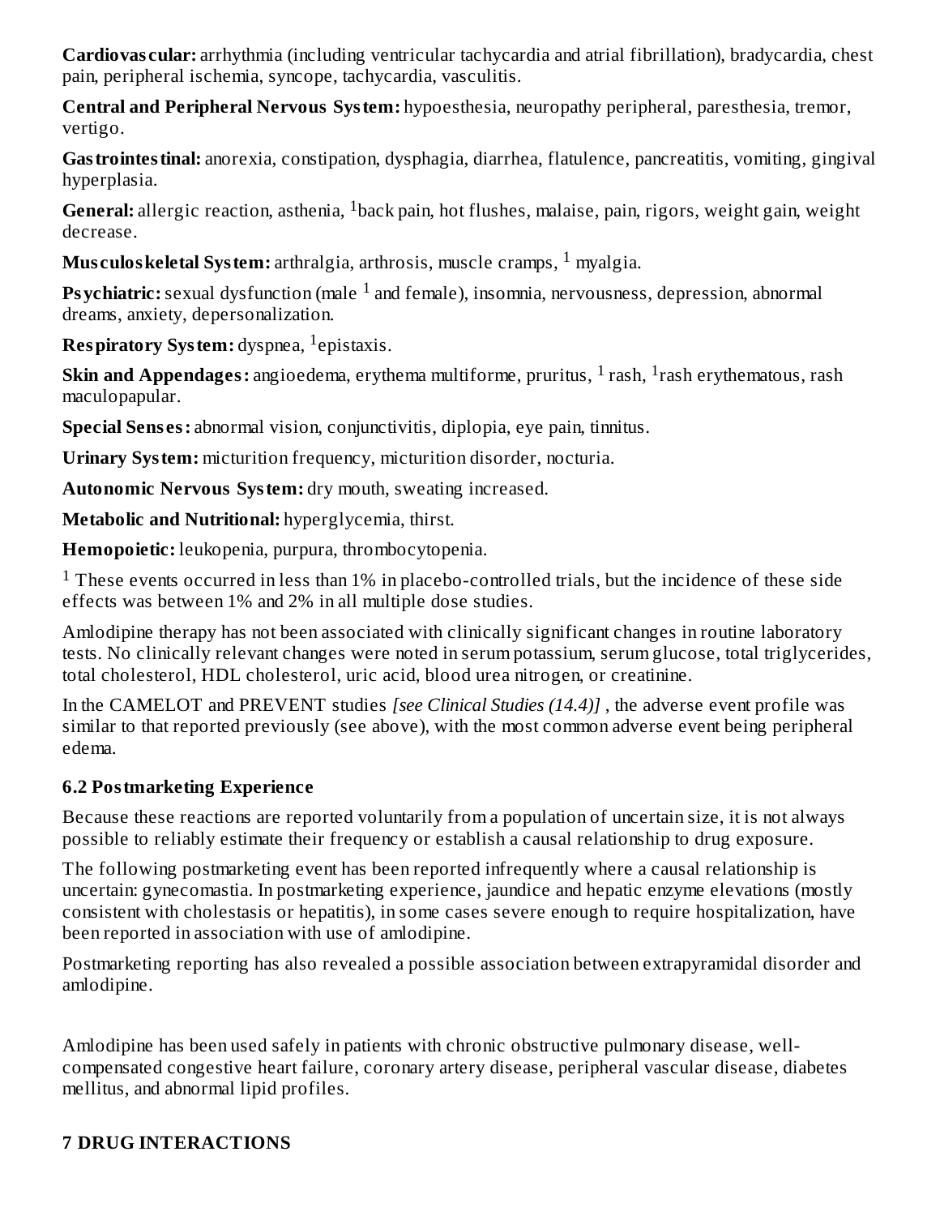**Cardiovascular:** arrhythmia (including ventricular tachycardia and atrial fibrillation), bradycardia, chest pain, peripheral ischemia, syncope, tachycardia, vasculitis.

**Central and Peripheral Nervous System:** hypoesthesia, neuropathy peripheral, paresthesia, tremor, vertigo.

**Gastrointestinal:** anorexia, constipation, dysphagia, diarrhea, flatulence, pancreatitis, vomiting, gingival hyperplasia.

**General:** allergic reaction, asthenia, [1]back pain, hot flushes, malaise, pain, rigors, weight gain, weight decrease.

**Musculoskeletal System:** arthralgia, arthrosis, muscle cramps, [1] myalgia.

**Psychiatric:** sexual dysfunction (male [1] and female), insomnia, nervousness, depression, abnormal dreams, anxiety, depersonalization.

**Respiratory System:** dyspnea, [1]epistaxis.

**Skin and Appendages:** angioedema, erythema multiforme, pruritus, [1] rash, [1]rash erythematous, rash maculopapular.

**Special Senses:** abnormal vision, conjunctivitis, diplopia, eye pain, tinnitus.

**Urinary System:** micturition frequency, micturition disorder, nocturia.

**Autonomic Nervous System:** dry mouth, sweating increased.

**Metabolic and Nutritional:** hyperglycemia, thirst.

**Hemopoietic:** leukopenia, purpura, thrombocytopenia.

[1] These events occurred in less than 1% in placebo-controlled trials, but the incidence of these side effects was between 1% and 2% in all multiple dose studies.

Amlodipine therapy has not been associated with clinically significant changes in routine laboratory tests. No clinically relevant changes were noted in serum potassium, serum glucose, total triglycerides, total cholesterol, HDL cholesterol, uric acid, blood urea nitrogen, or creatinine.

In the CAMELOT and PREVENT studies *[see Clinical Studies (14.4)]* , the adverse event profile was similar to that reported previously (see above), with the most common adverse event being peripheral edema.

### 6.2 Postmarketing Experience

Because these reactions are reported voluntarily from a population of uncertain size, it is not always possible to reliably estimate their frequency or establish a causal relationship to drug exposure.

The following postmarketing event has been reported infrequently where a causal relationship is uncertain: gynecomastia. In postmarketing experience, jaundice and hepatic enzyme elevations (mostly consistent with cholestasis or hepatitis), in some cases severe enough to require hospitalization, have been reported in association with use of amlodipine.

Postmarketing reporting has also revealed a possible association between extrapyramidal disorder and amlodipine.

Amlodipine has been used safely in patients with chronic obstructive pulmonary disease, well-compensated congestive heart failure, coronary artery disease, peripheral vascular disease, diabetes mellitus, and abnormal lipid profiles.

## 7 DRUG INTERACTIONS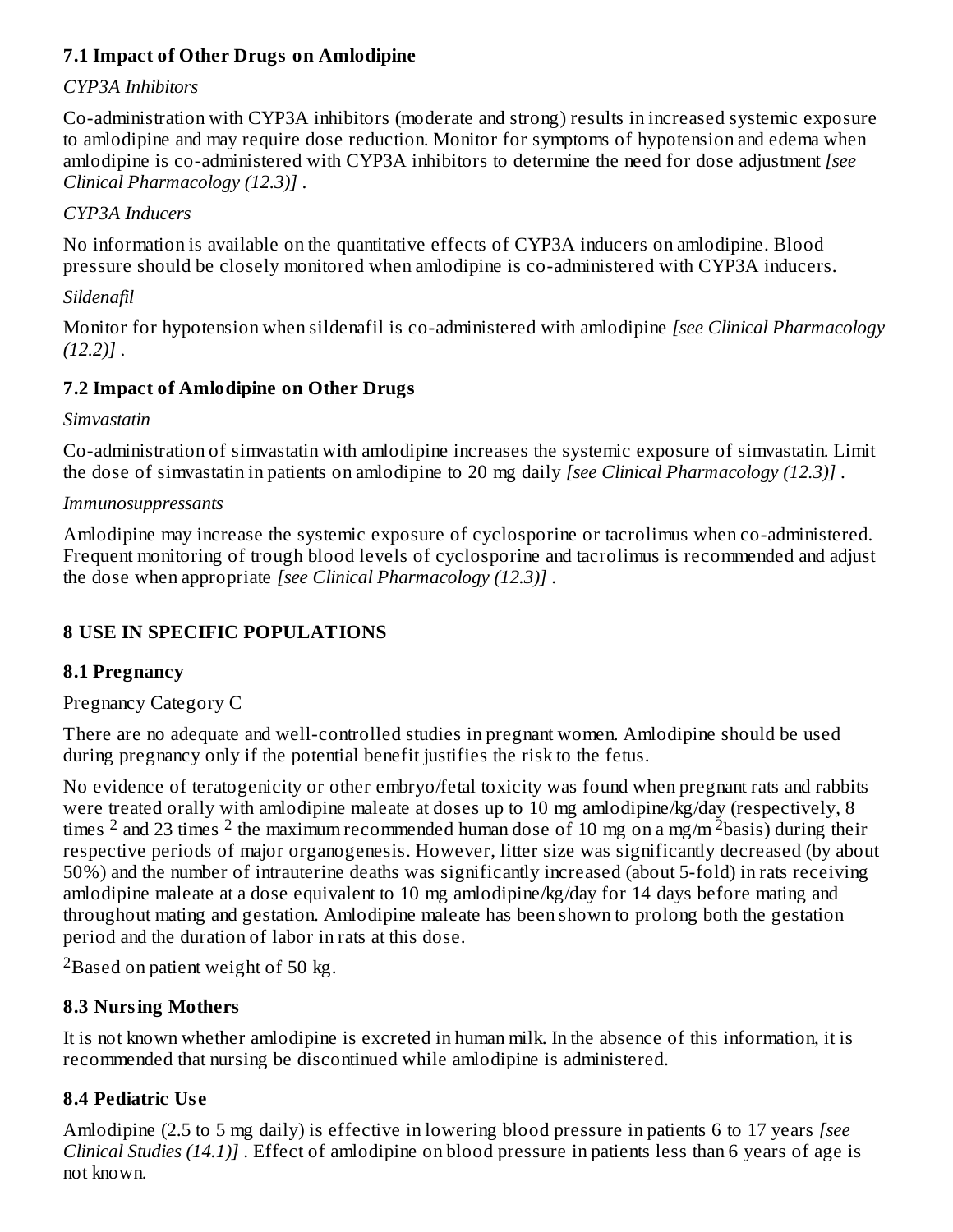### 7.1 Impact of Other Drugs on Amlodipine

*CYP3A Inhibitors*

Co-administration with CYP3A inhibitors (moderate and strong) results in increased systemic exposure to amlodipine and may require dose reduction. Monitor for symptoms of hypotension and edema when amlodipine is co-administered with CYP3A inhibitors to determine the need for dose adjustment *[see Clinical Pharmacology (12.3)]* .

*CYP3A Inducers*

No information is available on the quantitative effects of CYP3A inducers on amlodipine. Blood pressure should be closely monitored when amlodipine is co-administered with CYP3A inducers.

*Sildenafil*

Monitor for hypotension when sildenafil is co-administered with amlodipine *[see Clinical Pharmacology (12.2)]* .

### 7.2 Impact of Amlodipine on Other Drugs

*Simvastatin*

Co-administration of simvastatin with amlodipine increases the systemic exposure of simvastatin. Limit the dose of simvastatin in patients on amlodipine to 20 mg daily *[see Clinical Pharmacology (12.3)]* .

*Immunosuppressants*

Amlodipine may increase the systemic exposure of cyclosporine or tacrolimus when co-administered. Frequent monitoring of trough blood levels of cyclosporine and tacrolimus is recommended and adjust the dose when appropriate *[see Clinical Pharmacology (12.3)]* .

## 8 USE IN SPECIFIC POPULATIONS

### 8.1 Pregnancy

Pregnancy Category C

There are no adequate and well-controlled studies in pregnant women. Amlodipine should be used during pregnancy only if the potential benefit justifies the risk to the fetus.

No evidence of teratogenicity or other embryo/fetal toxicity was found when pregnant rats and rabbits were treated orally with amlodipine maleate at doses up to 10 mg amlodipine/kg/day (respectively, 8 times [2] and 23 times [2] the maximum recommended human dose of 10 mg on a mg/m$^2$ basis) during their respective periods of major organogenesis. However, litter size was significantly decreased (by about 50%) and the number of intrauterine deaths was significantly increased (about 5-fold) in rats receiving amlodipine maleate at a dose equivalent to 10 mg amlodipine/kg/day for 14 days before mating and throughout mating and gestation. Amlodipine maleate has been shown to prolong both the gestation period and the duration of labor in rats at this dose.

[2]Based on patient weight of 50 kg.

### 8.3 Nursing Mothers

It is not known whether amlodipine is excreted in human milk. In the absence of this information, it is recommended that nursing be discontinued while amlodipine is administered.

### 8.4 Pediatric Use

Amlodipine (2.5 to 5 mg daily) is effective in lowering blood pressure in patients 6 to 17 years *[see Clinical Studies (14.1)]* . Effect of amlodipine on blood pressure in patients less than 6 years of age is not known.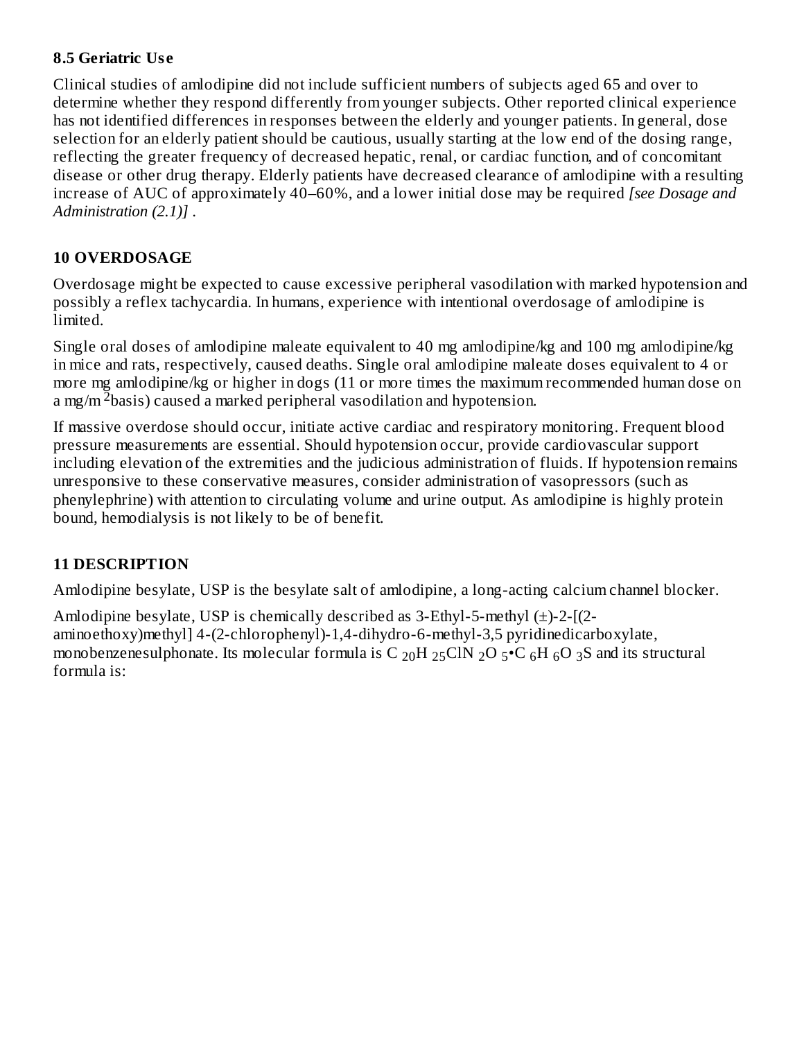## 8.5 Geriatric Use

Clinical studies of amlodipine did not include sufficient numbers of subjects aged 65 and over to determine whether they respond differently from younger subjects. Other reported clinical experience has not identified differences in responses between the elderly and younger patients. In general, dose selection for an elderly patient should be cautious, usually starting at the low end of the dosing range, reflecting the greater frequency of decreased hepatic, renal, or cardiac function, and of concomitant disease or other drug therapy. Elderly patients have decreased clearance of amlodipine with a resulting increase of AUC of approximately 40–60%, and a lower initial dose may be required *[see Dosage and Administration (2.1)]* .

## 10 OVERDOSAGE

Overdosage might be expected to cause excessive peripheral vasodilation with marked hypotension and possibly a reflex tachycardia. In humans, experience with intentional overdosage of amlodipine is limited.

Single oral doses of amlodipine maleate equivalent to 40 mg amlodipine/kg and 100 mg amlodipine/kg in mice and rats, respectively, caused deaths. Single oral amlodipine maleate doses equivalent to 4 or more mg amlodipine/kg or higher in dogs (11 or more times the maximum recommended human dose on a mg/$m^2$ basis) caused a marked peripheral vasodilation and hypotension.

If massive overdose should occur, initiate active cardiac and respiratory monitoring. Frequent blood pressure measurements are essential. Should hypotension occur, provide cardiovascular support including elevation of the extremities and the judicious administration of fluids. If hypotension remains unresponsive to these conservative measures, consider administration of vasopressors (such as phenylephrine) with attention to circulating volume and urine output. As amlodipine is highly protein bound, hemodialysis is not likely to be of benefit.

## 11 DESCRIPTION

Amlodipine besylate, USP is the besylate salt of amlodipine, a long-acting calcium channel blocker.

Amlodipine besylate, USP is chemically described as 3-Ethyl-5-methyl (±)-2-[(2-aminoethoxy)methyl] 4-(2-chlorophenyl)-1,4-dihydro-6-methyl-3,5 pyridinedicarboxylate, monobenzenesulphonate. Its molecular formula is $C_{20}H_{25}ClN_2O_5 \bullet C_6H_6O_3S$ and its structural formula is: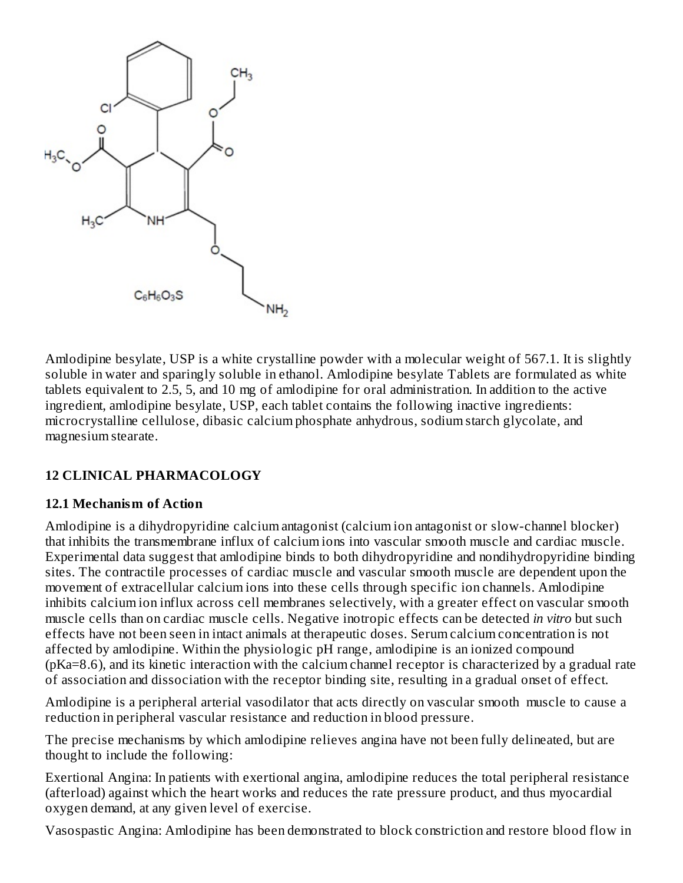$C_6H_6O_3S$

Amlodipine besylate, USP is a white crystalline powder with a molecular weight of 567.1. It is slightly soluble in water and sparingly soluble in ethanol. Amlodipine besylate Tablets are formulated as white tablets equivalent to 2.5, 5, and 10 mg of amlodipine for oral administration. In addition to the active ingredient, amlodipine besylate, USP, each tablet contains the following inactive ingredients: microcrystalline cellulose, dibasic calcium phosphate anhydrous, sodium starch glycolate, and magnesium stearate.

## 12 CLINICAL PHARMACOLOGY

### 12.1 Mechanism of Action

Amlodipine is a dihydropyridine calcium antagonist (calcium ion antagonist or slow-channel blocker) that inhibits the transmembrane influx of calcium ions into vascular smooth muscle and cardiac muscle. Experimental data suggest that amlodipine binds to both dihydropyridine and nondihydropyridine binding sites. The contractile processes of cardiac muscle and vascular smooth muscle are dependent upon the movement of extracellular calcium ions into these cells through specific ion channels. Amlodipine inhibits calcium ion influx across cell membranes selectively, with a greater effect on vascular smooth muscle cells than on cardiac muscle cells. Negative inotropic effects can be detected *in vitro* but such effects have not been seen in intact animals at therapeutic doses. Serum calcium concentration is not affected by amlodipine. Within the physiologic pH range, amlodipine is an ionized compound (pKa=8.6), and its kinetic interaction with the calcium channel receptor is characterized by a gradual rate of association and dissociation with the receptor binding site, resulting in a gradual onset of effect.

Amlodipine is a peripheral arterial vasodilator that acts directly on vascular smooth muscle to cause a reduction in peripheral vascular resistance and reduction in blood pressure.

The precise mechanisms by which amlodipine relieves angina have not been fully delineated, but are thought to include the following:

Exertional Angina: In patients with exertional angina, amlodipine reduces the total peripheral resistance (afterload) against which the heart works and reduces the rate pressure product, and thus myocardial oxygen demand, at any given level of exercise.

Vasospastic Angina: Amlodipine has been demonstrated to block constriction and restore blood flow in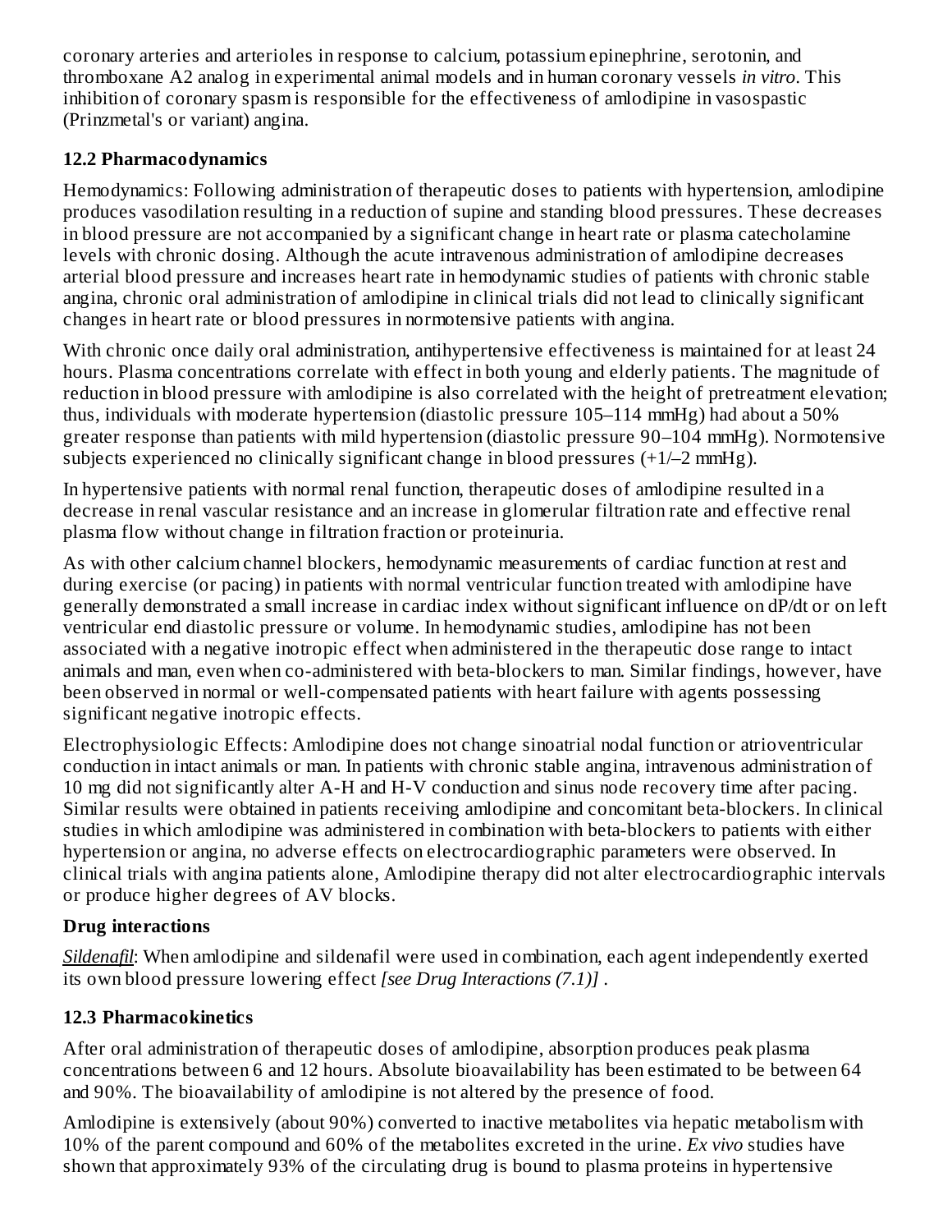coronary arteries and arterioles in response to calcium, potassium epinephrine, serotonin, and thromboxane A2 analog in experimental animal models and in human coronary vessels *in vitro*. This inhibition of coronary spasm is responsible for the effectiveness of amlodipine in vasospastic (Prinzmetal's or variant) angina.

### 12.2 Pharmacodynamics

Hemodynamics: Following administration of therapeutic doses to patients with hypertension, amlodipine produces vasodilation resulting in a reduction of supine and standing blood pressures. These decreases in blood pressure are not accompanied by a significant change in heart rate or plasma catecholamine levels with chronic dosing. Although the acute intravenous administration of amlodipine decreases arterial blood pressure and increases heart rate in hemodynamic studies of patients with chronic stable angina, chronic oral administration of amlodipine in clinical trials did not lead to clinically significant changes in heart rate or blood pressures in normotensive patients with angina.

With chronic once daily oral administration, antihypertensive effectiveness is maintained for at least 24 hours. Plasma concentrations correlate with effect in both young and elderly patients. The magnitude of reduction in blood pressure with amlodipine is also correlated with the height of pretreatment elevation; thus, individuals with moderate hypertension (diastolic pressure 105–114 mmHg) had about a 50% greater response than patients with mild hypertension (diastolic pressure 90–104 mmHg). Normotensive subjects experienced no clinically significant change in blood pressures (+1/–2 mmHg).

In hypertensive patients with normal renal function, therapeutic doses of amlodipine resulted in a decrease in renal vascular resistance and an increase in glomerular filtration rate and effective renal plasma flow without change in filtration fraction or proteinuria.

As with other calcium channel blockers, hemodynamic measurements of cardiac function at rest and during exercise (or pacing) in patients with normal ventricular function treated with amlodipine have generally demonstrated a small increase in cardiac index without significant influence on dP/dt or on left ventricular end diastolic pressure or volume. In hemodynamic studies, amlodipine has not been associated with a negative inotropic effect when administered in the therapeutic dose range to intact animals and man, even when co-administered with beta-blockers to man. Similar findings, however, have been observed in normal or well-compensated patients with heart failure with agents possessing significant negative inotropic effects.

Electrophysiologic Effects: Amlodipine does not change sinoatrial nodal function or atrioventricular conduction in intact animals or man. In patients with chronic stable angina, intravenous administration of 10 mg did not significantly alter A-H and H-V conduction and sinus node recovery time after pacing. Similar results were obtained in patients receiving amlodipine and concomitant beta-blockers. In clinical studies in which amlodipine was administered in combination with beta-blockers to patients with either hypertension or angina, no adverse effects on electrocardiographic parameters were observed. In clinical trials with angina patients alone, Amlodipine therapy did not alter electrocardiographic intervals or produce higher degrees of AV blocks.

**Drug interactions**

*Sildenafil*: When amlodipine and sildenafil were used in combination, each agent independently exerted its own blood pressure lowering effect *[see Drug Interactions (7.1)]* .

### 12.3 Pharmacokinetics

After oral administration of therapeutic doses of amlodipine, absorption produces peak plasma concentrations between 6 and 12 hours. Absolute bioavailability has been estimated to be between 64 and 90%. The bioavailability of amlodipine is not altered by the presence of food.

Amlodipine is extensively (about 90%) converted to inactive metabolites via hepatic metabolism with 10% of the parent compound and 60% of the metabolites excreted in the urine. *Ex vivo* studies have shown that approximately 93% of the circulating drug is bound to plasma proteins in hypertensive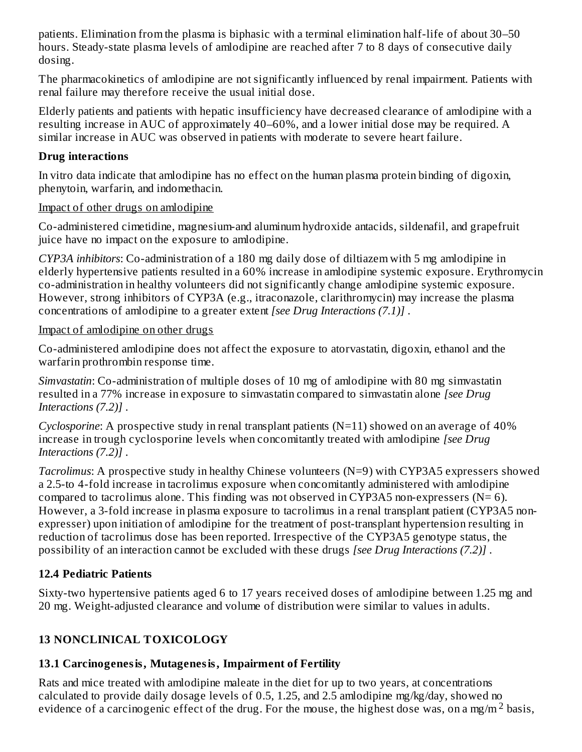patients. Elimination from the plasma is biphasic with a terminal elimination half-life of about 30–50 hours. Steady-state plasma levels of amlodipine are reached after 7 to 8 days of consecutive daily dosing.

The pharmacokinetics of amlodipine are not significantly influenced by renal impairment. Patients with renal failure may therefore receive the usual initial dose.

Elderly patients and patients with hepatic insufficiency have decreased clearance of amlodipine with a resulting increase in AUC of approximately 40–60%, and a lower initial dose may be required. A similar increase in AUC was observed in patients with moderate to severe heart failure.

**Drug interactions**

In vitro data indicate that amlodipine has no effect on the human plasma protein binding of digoxin, phenytoin, warfarin, and indomethacin.

Impact of other drugs on amlodipine

Co-administered cimetidine, magnesium-and aluminum hydroxide antacids, sildenafil, and grapefruit juice have no impact on the exposure to amlodipine.

*CYP3A inhibitors*: Co-administration of a 180 mg daily dose of diltiazem with 5 mg amlodipine in elderly hypertensive patients resulted in a 60% increase in amlodipine systemic exposure. Erythromycin co-administration in healthy volunteers did not significantly change amlodipine systemic exposure. However, strong inhibitors of CYP3A (e.g., itraconazole, clarithromycin) may increase the plasma concentrations of amlodipine to a greater extent *[see Drug Interactions (7.1)]* .

Impact of amlodipine on other drugs

Co-administered amlodipine does not affect the exposure to atorvastatin, digoxin, ethanol and the warfarin prothrombin response time.

*Simvastatin*: Co-administration of multiple doses of 10 mg of amlodipine with 80 mg simvastatin resulted in a 77% increase in exposure to simvastatin compared to simvastatin alone *[see Drug Interactions (7.2)]* .

*Cyclosporine*: A prospective study in renal transplant patients (N=11) showed on an average of 40% increase in trough cyclosporine levels when concomitantly treated with amlodipine *[see Drug Interactions (7.2)]* .

*Tacrolimus*: A prospective study in healthy Chinese volunteers (N=9) with CYP3A5 expressers showed a 2.5-to 4-fold increase in tacrolimus exposure when concomitantly administered with amlodipine compared to tacrolimus alone. This finding was not observed in CYP3A5 non-expressers (N= 6). However, a 3-fold increase in plasma exposure to tacrolimus in a renal transplant patient (CYP3A5 non-expresser) upon initiation of amlodipine for the treatment of post-transplant hypertension resulting in reduction of tacrolimus dose has been reported. Irrespective of the CYP3A5 genotype status, the possibility of an interaction cannot be excluded with these drugs *[see Drug Interactions (7.2)]* .

### 12.4 Pediatric Patients

Sixty-two hypertensive patients aged 6 to 17 years received doses of amlodipine between 1.25 mg and 20 mg. Weight-adjusted clearance and volume of distribution were similar to values in adults.

## 13 NONCLINICAL TOXICOLOGY

### 13.1 Carcinogenesis, Mutagenesis, Impairment of Fertility

Rats and mice treated with amlodipine maleate in the diet for up to two years, at concentrations calculated to provide daily dosage levels of 0.5, 1.25, and 2.5 amlodipine mg/kg/day, showed no evidence of a carcinogenic effect of the drug. For the mouse, the highest dose was, on a $mg/m^2$ basis,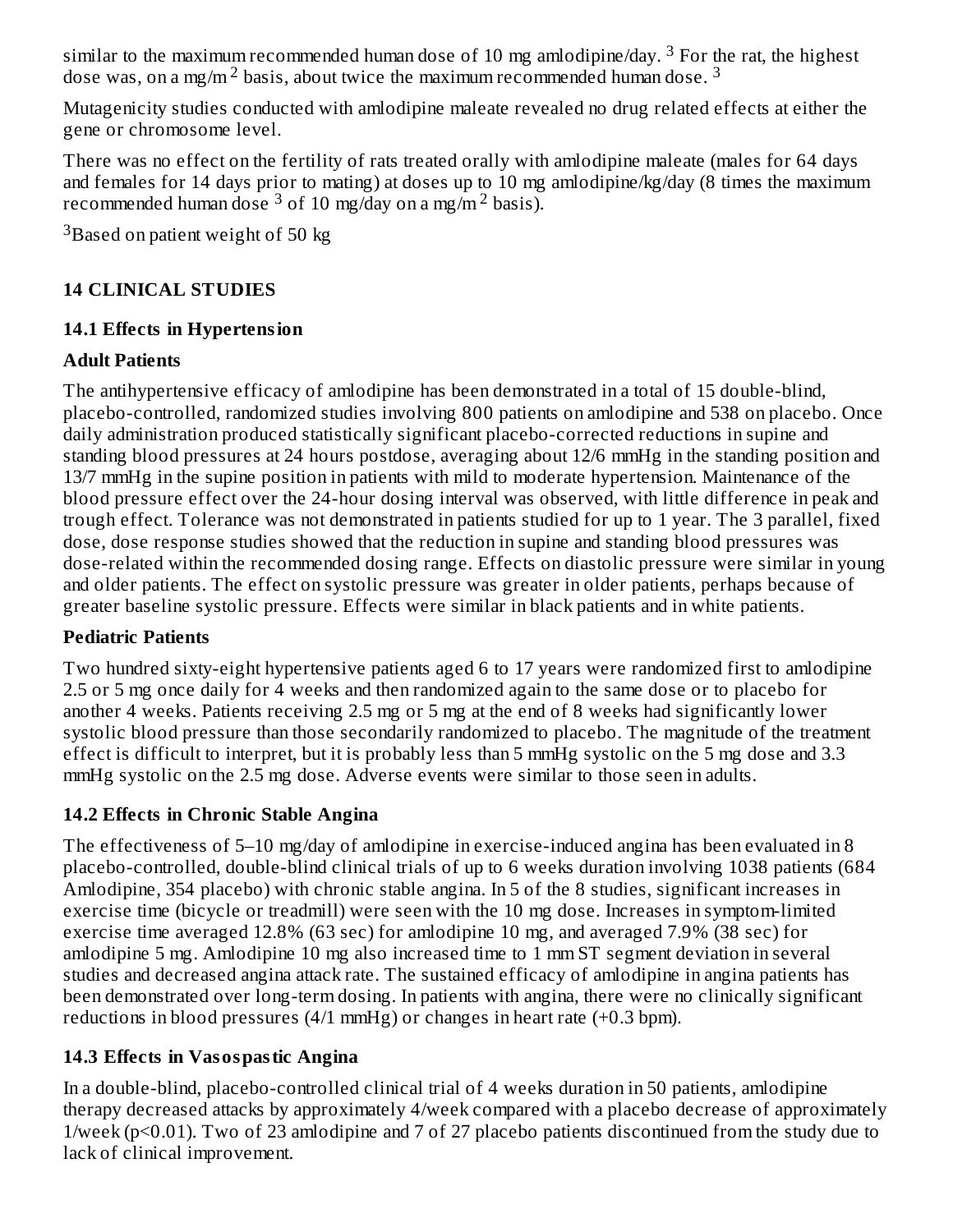similar to the maximum recommended human dose of 10 mg amlodipine/day. [3] For the rat, the highest dose was, on a mg/m $^2$ basis, about twice the maximum recommended human dose. [3]

Mutagenicity studies conducted with amlodipine maleate revealed no drug related effects at either the gene or chromosome level.

There was no effect on the fertility of rats treated orally with amlodipine maleate (males for 64 days and females for 14 days prior to mating) at doses up to 10 mg amlodipine/kg/day (8 times the maximum recommended human dose [3] of 10 mg/day on a mg/m $^2$ basis).

[3]Based on patient weight of 50 kg

## 14 CLINICAL STUDIES

### 14.1 Effects in Hypertension

**Adult Patients**

The antihypertensive efficacy of amlodipine has been demonstrated in a total of 15 double-blind, placebo-controlled, randomized studies involving 800 patients on amlodipine and 538 on placebo. Once daily administration produced statistically significant placebo-corrected reductions in supine and standing blood pressures at 24 hours postdose, averaging about 12/6 mmHg in the standing position and 13/7 mmHg in the supine position in patients with mild to moderate hypertension. Maintenance of the blood pressure effect over the 24-hour dosing interval was observed, with little difference in peak and trough effect. Tolerance was not demonstrated in patients studied for up to 1 year. The 3 parallel, fixed dose, dose response studies showed that the reduction in supine and standing blood pressures was dose-related within the recommended dosing range. Effects on diastolic pressure were similar in young and older patients. The effect on systolic pressure was greater in older patients, perhaps because of greater baseline systolic pressure. Effects were similar in black patients and in white patients.

**Pediatric Patients**

Two hundred sixty-eight hypertensive patients aged 6 to 17 years were randomized first to amlodipine 2.5 or 5 mg once daily for 4 weeks and then randomized again to the same dose or to placebo for another 4 weeks. Patients receiving 2.5 mg or 5 mg at the end of 8 weeks had significantly lower systolic blood pressure than those secondarily randomized to placebo. The magnitude of the treatment effect is difficult to interpret, but it is probably less than 5 mmHg systolic on the 5 mg dose and 3.3 mmHg systolic on the 2.5 mg dose. Adverse events were similar to those seen in adults.

### 14.2 Effects in Chronic Stable Angina

The effectiveness of 5–10 mg/day of amlodipine in exercise-induced angina has been evaluated in 8 placebo-controlled, double-blind clinical trials of up to 6 weeks duration involving 1038 patients (684 Amlodipine, 354 placebo) with chronic stable angina. In 5 of the 8 studies, significant increases in exercise time (bicycle or treadmill) were seen with the 10 mg dose. Increases in symptom-limited exercise time averaged 12.8% (63 sec) for amlodipine 10 mg, and averaged 7.9% (38 sec) for amlodipine 5 mg. Amlodipine 10 mg also increased time to 1 mm ST segment deviation in several studies and decreased angina attack rate. The sustained efficacy of amlodipine in angina patients has been demonstrated over long-term dosing. In patients with angina, there were no clinically significant reductions in blood pressures (4/1 mmHg) or changes in heart rate (+0.3 bpm).

### 14.3 Effects in Vasospastic Angina

In a double-blind, placebo-controlled clinical trial of 4 weeks duration in 50 patients, amlodipine therapy decreased attacks by approximately 4/week compared with a placebo decrease of approximately 1/week ($p<0.01$). Two of 23 amlodipine and 7 of 27 placebo patients discontinued from the study due to lack of clinical improvement.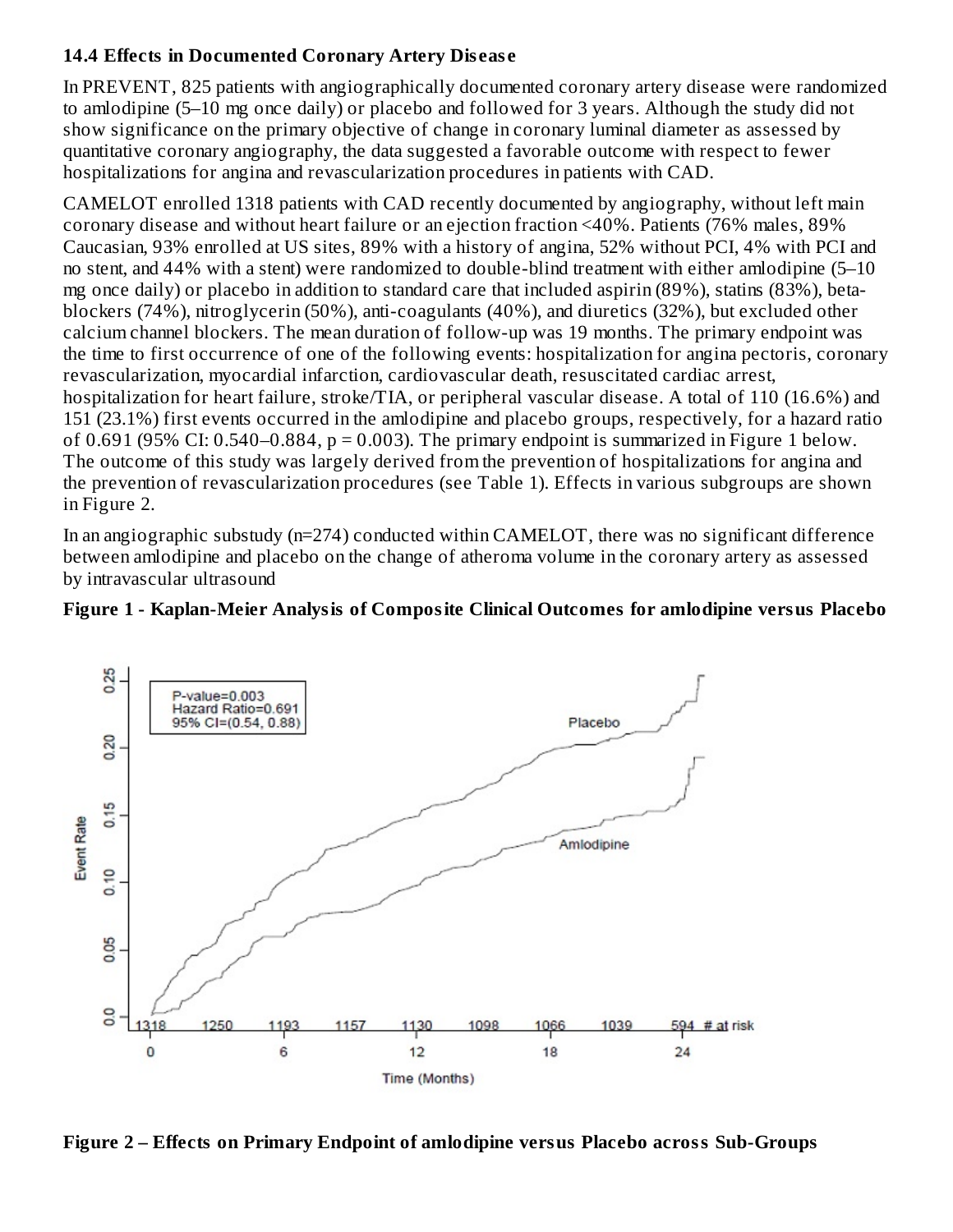### 14.4 Effects in Documented Coronary Artery Disease

In PREVENT, 825 patients with angiographically documented coronary artery disease were randomized to amlodipine (5–10 mg once daily) or placebo and followed for 3 years. Although the study did not show significance on the primary objective of change in coronary luminal diameter as assessed by quantitative coronary angiography, the data suggested a favorable outcome with respect to fewer hospitalizations for angina and revascularization procedures in patients with CAD.

CAMELOT enrolled 1318 patients with CAD recently documented by angiography, without left main coronary disease and without heart failure or an ejection fraction <40%. Patients (76% males, 89% Caucasian, 93% enrolled at US sites, 89% with a history of angina, 52% without PCI, 4% with PCI and no stent, and 44% with a stent) were randomized to double-blind treatment with either amlodipine (5–10 mg once daily) or placebo in addition to standard care that included aspirin (89%), statins (83%), beta-blockers (74%), nitroglycerin (50%), anti-coagulants (40%), and diuretics (32%), but excluded other calcium channel blockers. The mean duration of follow-up was 19 months. The primary endpoint was the time to first occurrence of one of the following events: hospitalization for angina pectoris, coronary revascularization, myocardial infarction, cardiovascular death, resuscitated cardiac arrest, hospitalization for heart failure, stroke/TIA, or peripheral vascular disease. A total of 110 (16.6%) and 151 (23.1%) first events occurred in the amlodipine and placebo groups, respectively, for a hazard ratio of 0.691 (95% CI: 0.540–0.884, $p = 0.003$). The primary endpoint is summarized in Figure 1 below. The outcome of this study was largely derived from the prevention of hospitalizations for angina and the prevention of revascularization procedures (see Table 1). Effects in various subgroups are shown in Figure 2.

In an angiographic substudy (n=274) conducted within CAMELOT, there was no significant difference between amlodipine and placebo on the change of atheroma volume in the coronary artery as assessed by intravascular ultrasound

**Figure 1 - Kaplan-Meier Analysis of Composite Clinical Outcomes for amlodipine versus Placebo**

**Figure 2 – Effects on Primary Endpoint of amlodipine versus Placebo across Sub-Groups**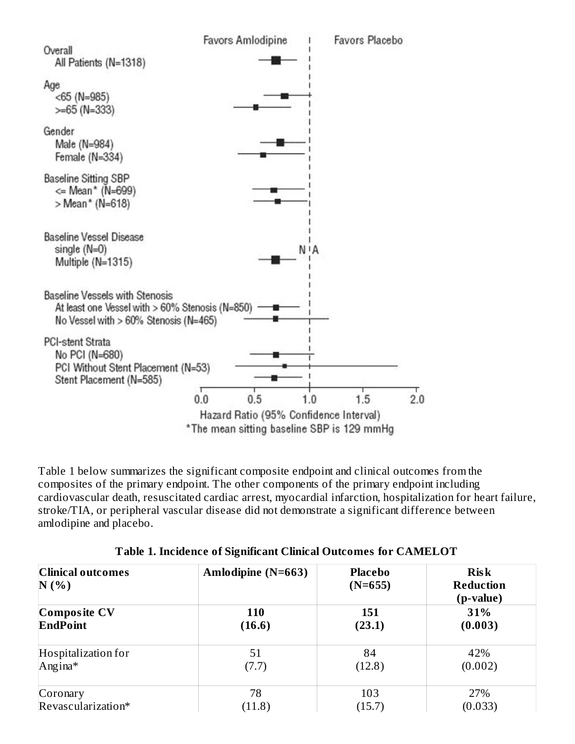Favors Amlodipine | Favors Placebo

Overall
- All Patients (N=1318)

Age
- <65 (N=985)
- >=65 (N=333)

Gender
- Male (N=984)
- Female (N=334)

Baseline Sitting SBP
- <= Mean* (N=699)
- > Mean* (N=618)

Baseline Vessel Disease
- single (N=0) — N/A
- Multiple (N=1315)

Baseline Vessels with Stenosis
- At least one Vessel with > 60% Stenosis (N=850)
- No Vessel with > 60% Stenosis (N=465)

PCI-stent Strata
- No PCI (N=680)
- PCI Without Stent Placement (N=53)
- Stent Placement (N=585)

0.0 0.5 1.0 1.5 2.0

Hazard Ratio (95% Confidence Interval)

*The mean sitting baseline SBP is 129 mmHg

Table 1 below summarizes the significant composite endpoint and clinical outcomes from the composites of the primary endpoint. The other components of the primary endpoint including cardiovascular death, resuscitated cardiac arrest, myocardial infarction, hospitalization for heart failure, stroke/TIA, or peripheral vascular disease did not demonstrate a significant difference between amlodipine and placebo.

**Table 1. Incidence of Significant Clinical Outcomes for CAMELOT**

| Clinical outcomes N (%) | Amlodipine (N=663) | Placebo (N=655) | Risk Reduction (p-value) |
|---|---|---|---|
| **Composite CV EndPoint** | **110 (16.6)** | **151 (23.1)** | **31% (0.003)** |
| Hospitalization for Angina* | 51 (7.7) | 84 (12.8) | 42% (0.002) |
| Coronary Revascularization* | 78 (11.8) | 103 (15.7) | 27% (0.033) |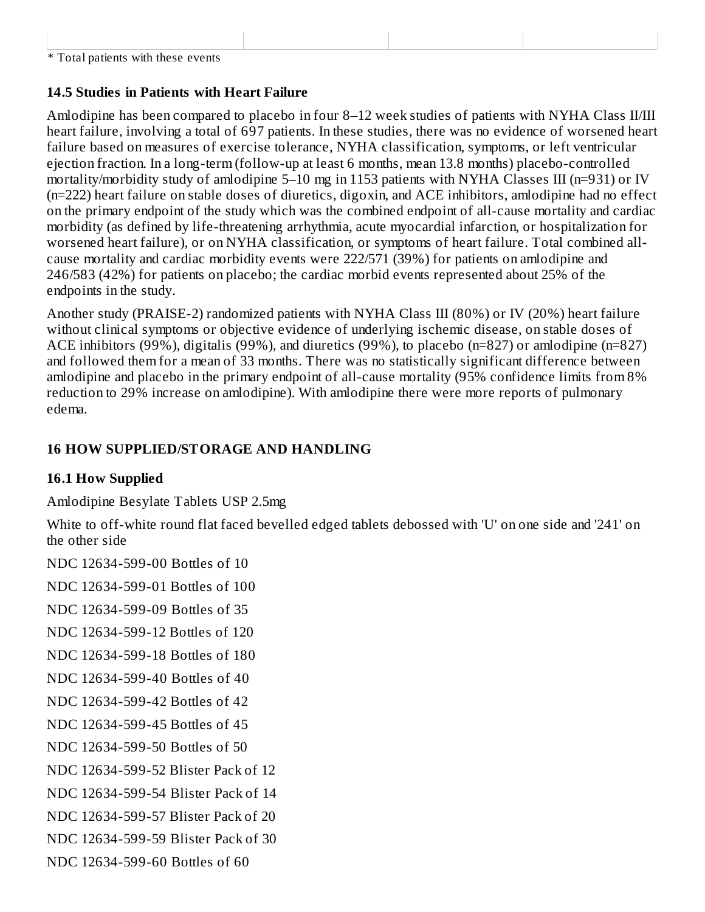* Total patients with these events

### 14.5 Studies in Patients with Heart Failure

Amlodipine has been compared to placebo in four 8–12 week studies of patients with NYHA Class II/III heart failure, involving a total of 697 patients. In these studies, there was no evidence of worsened heart failure based on measures of exercise tolerance, NYHA classification, symptoms, or left ventricular ejection fraction. In a long-term (follow-up at least 6 months, mean 13.8 months) placebo-controlled mortality/morbidity study of amlodipine 5–10 mg in 1153 patients with NYHA Classes III (n=931) or IV (n=222) heart failure on stable doses of diuretics, digoxin, and ACE inhibitors, amlodipine had no effect on the primary endpoint of the study which was the combined endpoint of all-cause mortality and cardiac morbidity (as defined by life-threatening arrhythmia, acute myocardial infarction, or hospitalization for worsened heart failure), or on NYHA classification, or symptoms of heart failure. Total combined all-cause mortality and cardiac morbidity events were 222/571 (39%) for patients on amlodipine and 246/583 (42%) for patients on placebo; the cardiac morbid events represented about 25% of the endpoints in the study.

Another study (PRAISE-2) randomized patients with NYHA Class III (80%) or IV (20%) heart failure without clinical symptoms or objective evidence of underlying ischemic disease, on stable doses of ACE inhibitors (99%), digitalis (99%), and diuretics (99%), to placebo (n=827) or amlodipine (n=827) and followed them for a mean of 33 months. There was no statistically significant difference between amlodipine and placebo in the primary endpoint of all-cause mortality (95% confidence limits from 8% reduction to 29% increase on amlodipine). With amlodipine there were more reports of pulmonary edema.

## 16 HOW SUPPLIED/STORAGE AND HANDLING

### 16.1 How Supplied

Amlodipine Besylate Tablets USP 2.5mg

White to off-white round flat faced bevelled edged tablets debossed with 'U' on one side and '241' on the other side

NDC 12634-599-00 Bottles of 10

NDC 12634-599-01 Bottles of 100

NDC 12634-599-09 Bottles of 35

NDC 12634-599-12 Bottles of 120

NDC 12634-599-18 Bottles of 180

NDC 12634-599-40 Bottles of 40

NDC 12634-599-42 Bottles of 42

NDC 12634-599-45 Bottles of 45

NDC 12634-599-50 Bottles of 50

NDC 12634-599-52 Blister Pack of 12

NDC 12634-599-54 Blister Pack of 14

NDC 12634-599-57 Blister Pack of 20

NDC 12634-599-59 Blister Pack of 30

NDC 12634-599-60 Bottles of 60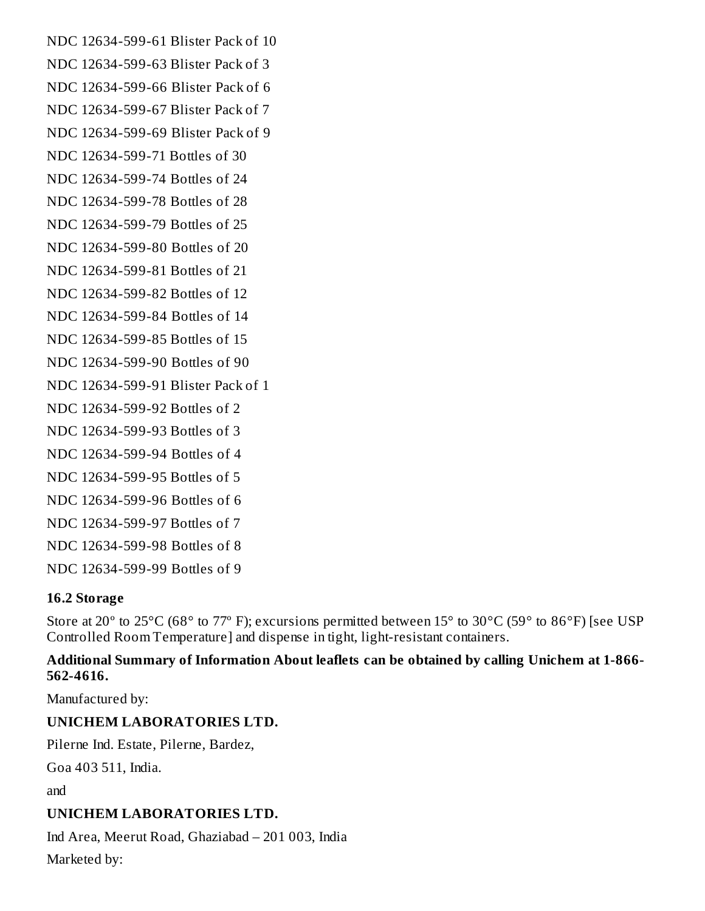NDC 12634-599-61 Blister Pack of 10

NDC 12634-599-63 Blister Pack of 3

NDC 12634-599-66 Blister Pack of 6

NDC 12634-599-67 Blister Pack of 7

NDC 12634-599-69 Blister Pack of 9

NDC 12634-599-71 Bottles of 30

NDC 12634-599-74 Bottles of 24

NDC 12634-599-78 Bottles of 28

NDC 12634-599-79 Bottles of 25

NDC 12634-599-80 Bottles of 20

NDC 12634-599-81 Bottles of 21

NDC 12634-599-82 Bottles of 12

NDC 12634-599-84 Bottles of 14

NDC 12634-599-85 Bottles of 15

NDC 12634-599-90 Bottles of 90

NDC 12634-599-91 Blister Pack of 1

NDC 12634-599-92 Bottles of 2

NDC 12634-599-93 Bottles of 3

NDC 12634-599-94 Bottles of 4

NDC 12634-599-95 Bottles of 5

NDC 12634-599-96 Bottles of 6

NDC 12634-599-97 Bottles of 7

NDC 12634-599-98 Bottles of 8

NDC 12634-599-99 Bottles of 9

### 16.2 Storage

Store at 20° to 25°C (68° to 77° F); excursions permitted between 15° to 30°C (59° to 86°F) [see USP Controlled Room Temperature] and dispense in tight, light-resistant containers.

**Additional Summary of Information About leaflets can be obtained by calling Unichem at 1-866-562-4616.**

Manufactured by:

**UNICHEM LABORATORIES LTD.**

Pilerne Ind. Estate, Pilerne, Bardez,

Goa 403 511, India.

and

**UNICHEM LABORATORIES LTD.**

Ind Area, Meerut Road, Ghaziabad – 201 003, India

Marketed by: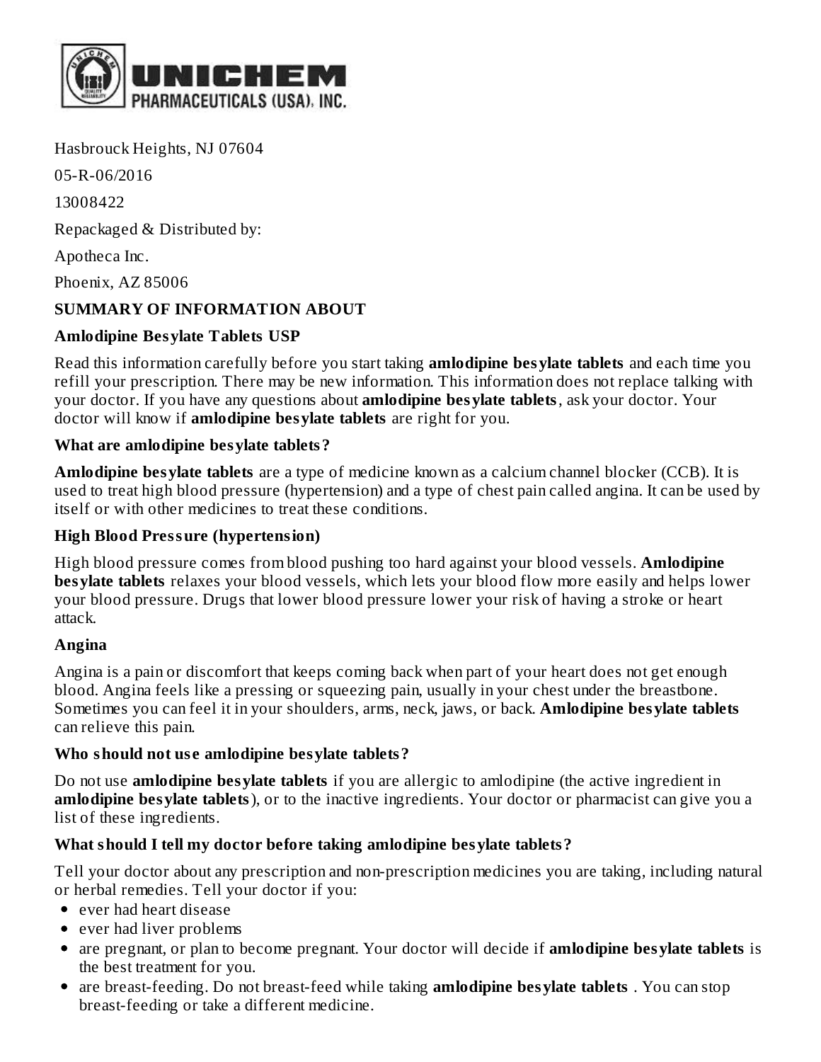**UNICHEM PHARMACEUTICALS (USA), INC.**

Hasbrouck Heights, NJ 07604

05-R-06/2016

13008422

Repackaged & Distributed by:

Apotheca Inc.

Phoenix, AZ 85006

**SUMMARY OF INFORMATION ABOUT**

**Amlodipine Besylate Tablets USP**

Read this information carefully before you start taking **amlodipine besylate tablets** and each time you refill your prescription. There may be new information. This information does not replace talking with your doctor. If you have any questions about **amlodipine besylate tablets**, ask your doctor. Your doctor will know if **amlodipine besylate tablets** are right for you.

**What are amlodipine besylate tablets?**

**Amlodipine besylate tablets** are a type of medicine known as a calcium channel blocker (CCB). It is used to treat high blood pressure (hypertension) and a type of chest pain called angina. It can be used by itself or with other medicines to treat these conditions.

**High Blood Pressure (hypertension)**

High blood pressure comes from blood pushing too hard against your blood vessels. **Amlodipine besylate tablets** relaxes your blood vessels, which lets your blood flow more easily and helps lower your blood pressure. Drugs that lower blood pressure lower your risk of having a stroke or heart attack.

**Angina**

Angina is a pain or discomfort that keeps coming back when part of your heart does not get enough blood. Angina feels like a pressing or squeezing pain, usually in your chest under the breastbone. Sometimes you can feel it in your shoulders, arms, neck, jaws, or back. **Amlodipine besylate tablets** can relieve this pain.

**Who should not use amlodipine besylate tablets?**

Do not use **amlodipine besylate tablets** if you are allergic to amlodipine (the active ingredient in **amlodipine besylate tablets**), or to the inactive ingredients. Your doctor or pharmacist can give you a list of these ingredients.

**What should I tell my doctor before taking amlodipine besylate tablets?**

Tell your doctor about any prescription and non-prescription medicines you are taking, including natural or herbal remedies. Tell your doctor if you:

- ever had heart disease
- ever had liver problems
- are pregnant, or plan to become pregnant. Your doctor will decide if **amlodipine besylate tablets** is the best treatment for you.
- are breast-feeding. Do not breast-feed while taking **amlodipine besylate tablets** . You can stop breast-feeding or take a different medicine.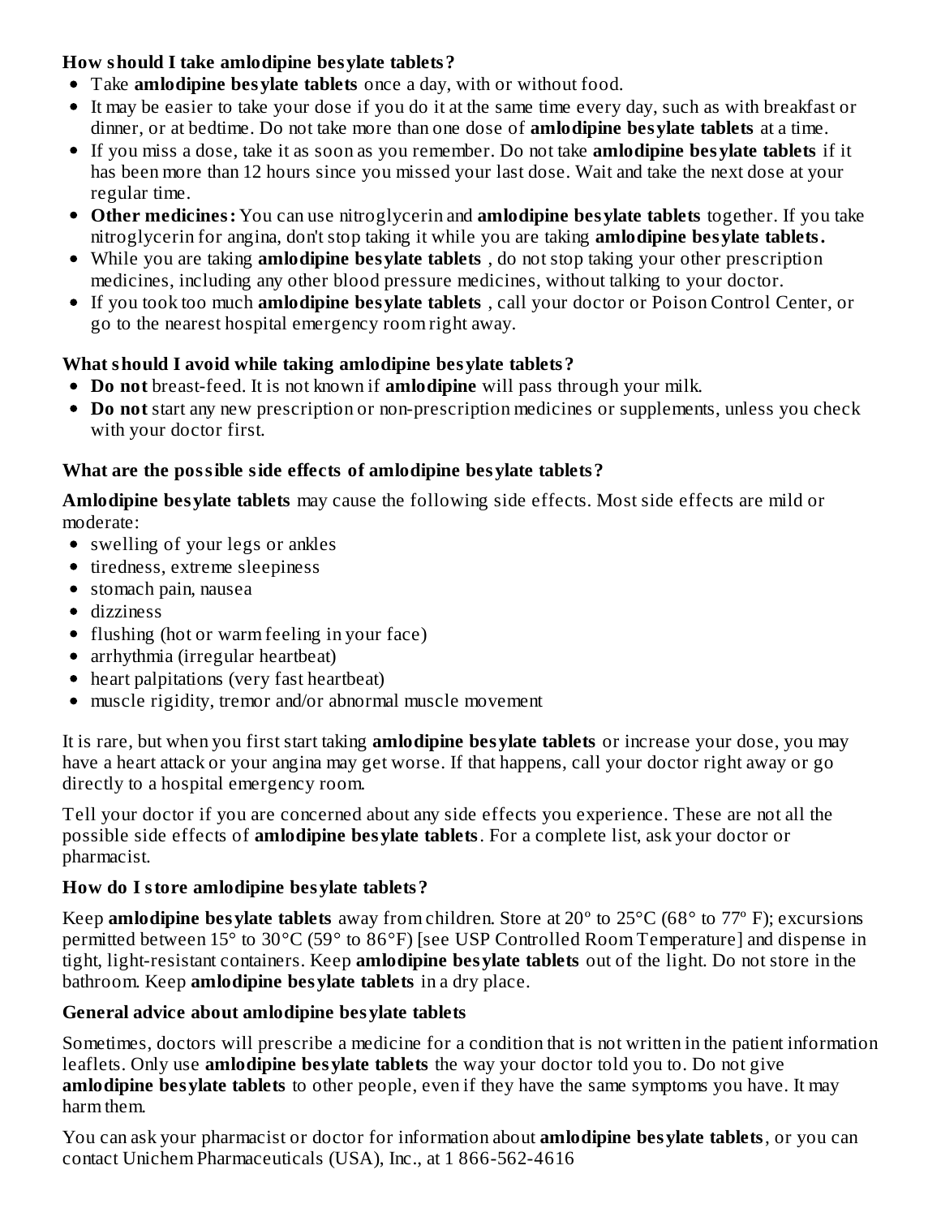**How should I take amlodipine besylate tablets?**

- Take **amlodipine besylate tablets** once a day, with or without food.
- It may be easier to take your dose if you do it at the same time every day, such as with breakfast or dinner, or at bedtime. Do not take more than one dose of **amlodipine besylate tablets** at a time.
- If you miss a dose, take it as soon as you remember. Do not take **amlodipine besylate tablets** if it has been more than 12 hours since you missed your last dose. Wait and take the next dose at your regular time.
- **Other medicines:** You can use nitroglycerin and **amlodipine besylate tablets** together. If you take nitroglycerin for angina, don't stop taking it while you are taking **amlodipine besylate tablets.**
- While you are taking **amlodipine besylate tablets** , do not stop taking your other prescription medicines, including any other blood pressure medicines, without talking to your doctor.
- If you took too much **amlodipine besylate tablets** , call your doctor or Poison Control Center, or go to the nearest hospital emergency room right away.

**What should I avoid while taking amlodipine besylate tablets?**

- **Do not** breast-feed. It is not known if **amlodipine** will pass through your milk.
- **Do not** start any new prescription or non-prescription medicines or supplements, unless you check with your doctor first.

**What are the possible side effects of amlodipine besylate tablets?**

**Amlodipine besylate tablets** may cause the following side effects. Most side effects are mild or moderate:

- swelling of your legs or ankles
- tiredness, extreme sleepiness
- stomach pain, nausea
- dizziness
- flushing (hot or warm feeling in your face)
- arrhythmia (irregular heartbeat)
- heart palpitations (very fast heartbeat)
- muscle rigidity, tremor and/or abnormal muscle movement

It is rare, but when you first start taking **amlodipine besylate tablets** or increase your dose, you may have a heart attack or your angina may get worse. If that happens, call your doctor right away or go directly to a hospital emergency room.

Tell your doctor if you are concerned about any side effects you experience. These are not all the possible side effects of **amlodipine besylate tablets**. For a complete list, ask your doctor or pharmacist.

**How do I store amlodipine besylate tablets?**

Keep **amlodipine besylate tablets** away from children. Store at 20º to 25°C (68° to 77º F); excursions permitted between 15° to 30°C (59° to 86°F) [see USP Controlled Room Temperature] and dispense in tight, light-resistant containers. Keep **amlodipine besylate tablets** out of the light. Do not store in the bathroom. Keep **amlodipine besylate tablets** in a dry place.

**General advice about amlodipine besylate tablets**

Sometimes, doctors will prescribe a medicine for a condition that is not written in the patient information leaflets. Only use **amlodipine besylate tablets** the way your doctor told you to. Do not give **amlodipine besylate tablets** to other people, even if they have the same symptoms you have. It may harm them.

You can ask your pharmacist or doctor for information about **amlodipine besylate tablets**, or you can contact Unichem Pharmaceuticals (USA), Inc., at 1 866-562-4616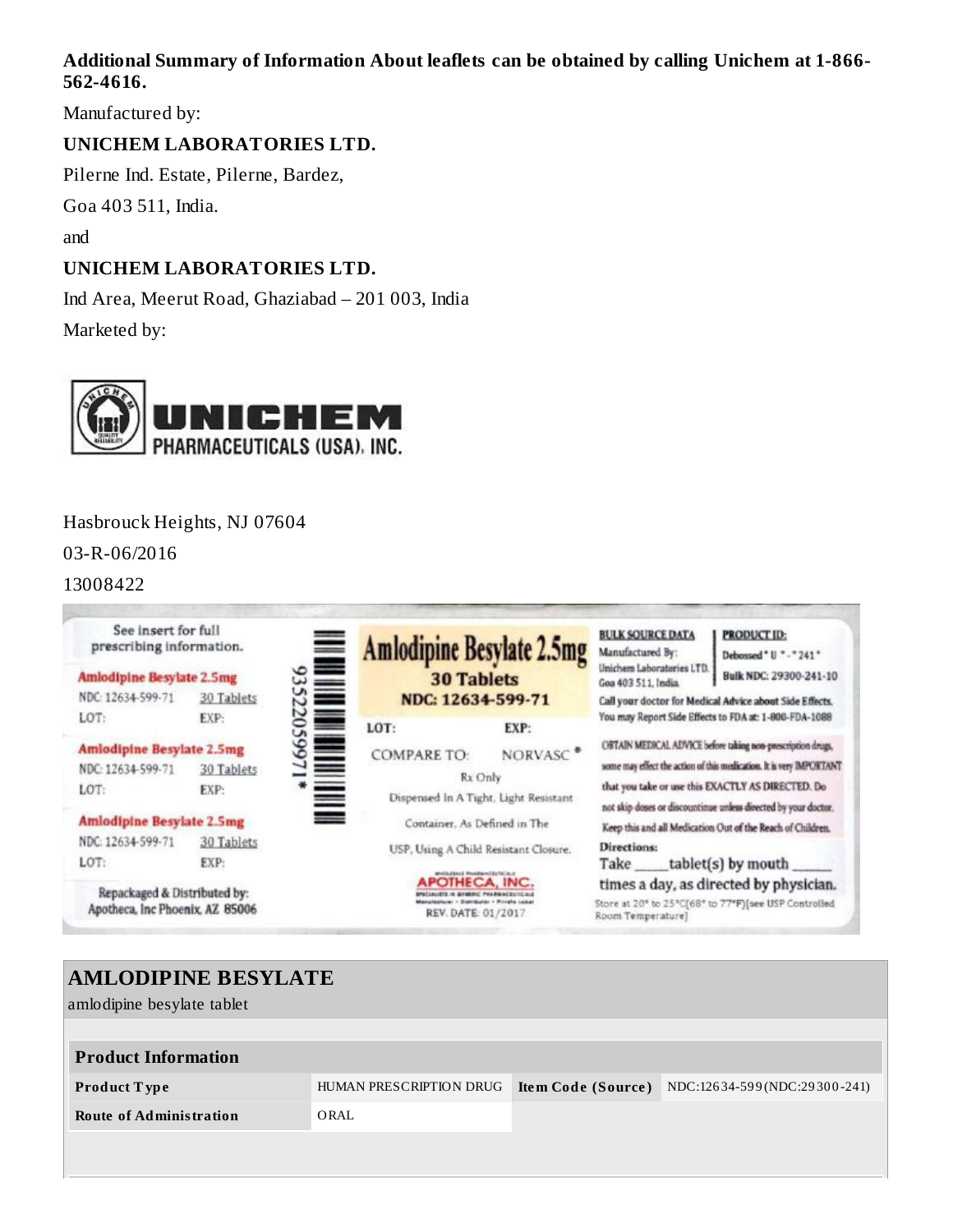**Additional Summary of Information About leaflets can be obtained by calling Unichem at 1-866-562-4616.**

Manufactured by:

**UNICHEM LABORATORIES LTD.**

Pilerne Ind. Estate, Pilerne, Bardez,

Goa 403 511, India.

and

**UNICHEM LABORATORIES LTD.**

Ind Area, Meerut Road, Ghaziabad – 201 003, India

Marketed by:

UNICHEM PHARMACEUTICALS (USA), INC.

Hasbrouck Heights, NJ 07604

03-R-06/2016

13008422

See insert for full prescribing information.

Amlodipine Besylate 2.5mg
NDC: 12634-599-71 30 Tablets
LOT: EXP:

Amlodipine Besylate 2.5mg
NDC: 12634-599-71 30 Tablets
LOT: EXP:

Amlodipine Besylate 2.5mg
NDC: 12634-599-71 30 Tablets
LOT: EXP:

Repackaged & Distributed by:
Apotheca, Inc Phoenix, AZ 85006

93522059971*

Amlodipine Besylate 2.5mg
30 Tablets
NDC: 12634-599-71

LOT: EXP:

COMPARE TO: NORVASC®

Rx Only

Dispensed In A Tight, Light Resistant Container, As Defined in The USP, Using A Child Resistant Closure.

APOTHECA, INC.

REV. DATE: 01/2017

BULK SOURCE DATA
Manufactured By:
Unichem Laboratories LTD.
Goa 403 511, India.

PRODUCT ID:
Debossed " U " - " 241 "
Bulk NDC: 29300-241-10

Call your doctor for Medical Advice about Side Effects. You may Report Side Effects to FDA at: 1-800-FDA-1088

OBTAIN MEDICAL ADVICE before taking non-prescription drugs, some may effect the action of this medication. It is very IMPORTANT that you take or use this EXACTLY AS DIRECTED. Do not skip doses or discontinue unless directed by your doctor. Keep this and all Medication Out of the Reach of Children.

Directions:
Take ____tablet(s) by mouth _____ times a day, as directed by physician.

Store at 20° to 25°C[68° to 77°F][see USP Controlled Room Temperature]

## AMLODIPINE BESYLATE

amlodipine besylate tablet

| Product Information | | | |
|---|---|---|---|
| **Product Type** | HUMAN PRESCRIPTION DRUG | **Item Code (Source)** | NDC:12634-599(NDC:29300-241) |
| **Route of Administration** | ORAL | | |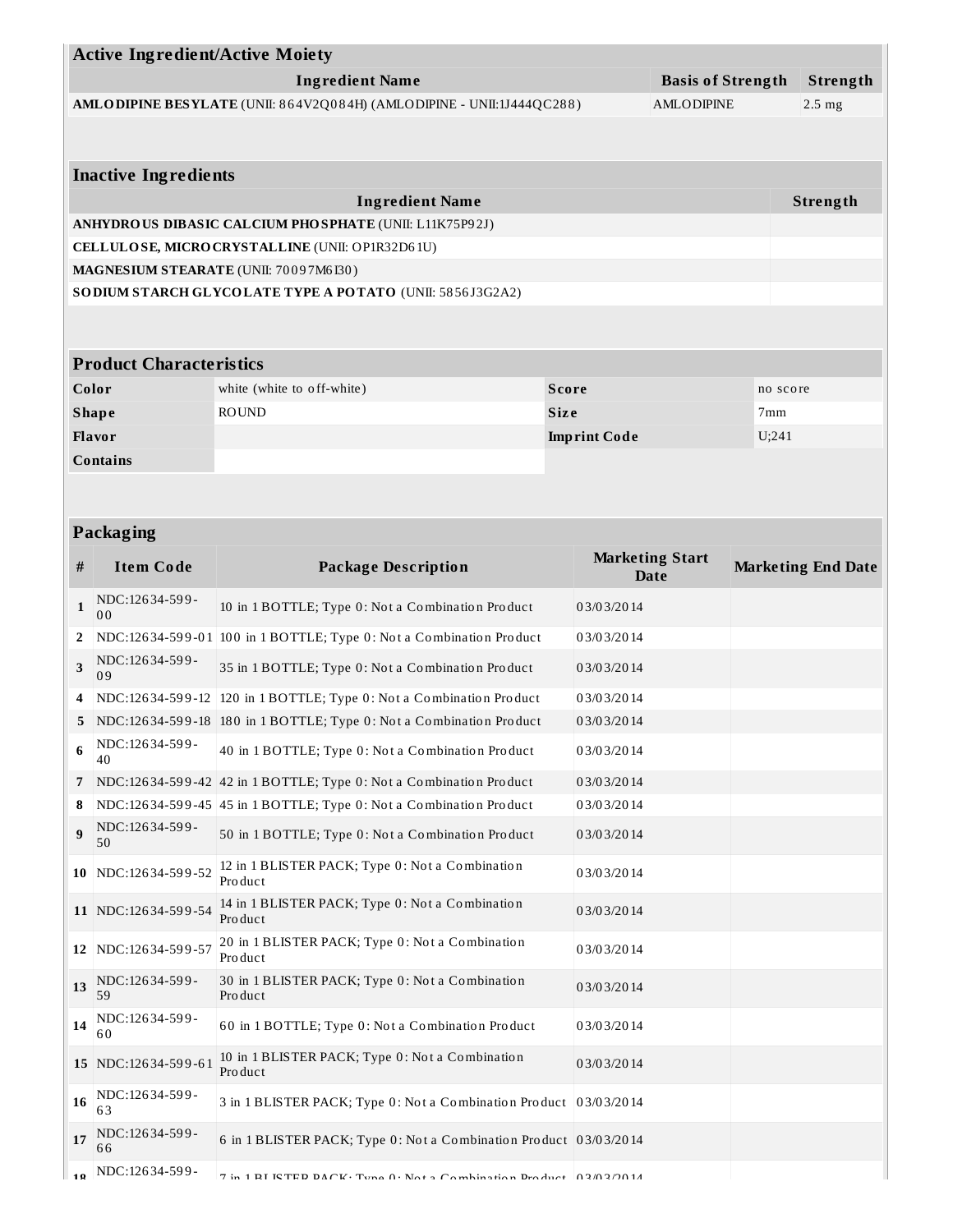## Active Ingredient/Active Moiety

| Ingredient Name | Basis of Strength | Strength |
|---|---|---|
| **AMLODIPINE BESYLATE** (UNII: 864V2Q084H) (AMLODIPINE - UNII:1J444QC288) | AMLODIPINE | 2.5 mg |

## Inactive Ingredients

| Ingredient Name | Strength |
|---|---|
| **ANHYDROUS DIBASIC CALCIUM PHOSPHATE** (UNII: L11K75P92J) | |
| **CELLULOSE, MICROCRYSTALLINE** (UNII: OP1R32D61U) | |
| **MAGNESIUM STEARATE** (UNII: 70097M6I30) | |
| **SODIUM STARCH GLYCOLATE TYPE A POTATO** (UNII: 5856J3G2A2) | |

## Product Characteristics

| | | | |
|---|---|---|---|
| **Color** | white (white to off-white) | **Score** | no score |
| **Shape** | ROUND | **Size** | 7mm |
| **Flavor** | | **Imprint Code** | U;241 |
| **Contains** | | | |

## Packaging

| # | Item Code | Package Description | Marketing Start Date | Marketing End Date |
|---|---|---|---|---|
| 1 | NDC:12634-599-00 | 10 in 1 BOTTLE; Type 0: Not a Combination Product | 03/03/2014 | |
| 2 | NDC:12634-599-01 | 100 in 1 BOTTLE; Type 0: Not a Combination Product | 03/03/2014 | |
| 3 | NDC:12634-599-09 | 35 in 1 BOTTLE; Type 0: Not a Combination Product | 03/03/2014 | |
| 4 | NDC:12634-599-12 | 120 in 1 BOTTLE; Type 0: Not a Combination Product | 03/03/2014 | |
| 5 | NDC:12634-599-18 | 180 in 1 BOTTLE; Type 0: Not a Combination Product | 03/03/2014 | |
| 6 | NDC:12634-599-40 | 40 in 1 BOTTLE; Type 0: Not a Combination Product | 03/03/2014 | |
| 7 | NDC:12634-599-42 | 42 in 1 BOTTLE; Type 0: Not a Combination Product | 03/03/2014 | |
| 8 | NDC:12634-599-45 | 45 in 1 BOTTLE; Type 0: Not a Combination Product | 03/03/2014 | |
| 9 | NDC:12634-599-50 | 50 in 1 BOTTLE; Type 0: Not a Combination Product | 03/03/2014 | |
| 10 | NDC:12634-599-52 | 12 in 1 BLISTER PACK; Type 0: Not a Combination Product | 03/03/2014 | |
| 11 | NDC:12634-599-54 | 14 in 1 BLISTER PACK; Type 0: Not a Combination Product | 03/03/2014 | |
| 12 | NDC:12634-599-57 | 20 in 1 BLISTER PACK; Type 0: Not a Combination Product | 03/03/2014 | |
| 13 | NDC:12634-599-59 | 30 in 1 BLISTER PACK; Type 0: Not a Combination Product | 03/03/2014 | |
| 14 | NDC:12634-599-60 | 60 in 1 BOTTLE; Type 0: Not a Combination Product | 03/03/2014 | |
| 15 | NDC:12634-599-61 | 10 in 1 BLISTER PACK; Type 0: Not a Combination Product | 03/03/2014 | |
| 16 | NDC:12634-599-63 | 3 in 1 BLISTER PACK; Type 0: Not a Combination Product | 03/03/2014 | |
| 17 | NDC:12634-599-66 | 6 in 1 BLISTER PACK; Type 0: Not a Combination Product | 03/03/2014 | |
| 18 | NDC:12634-599- | 7 in 1 BLISTER PACK; Type 0: Not a Combination Product | 03/03/2014 | |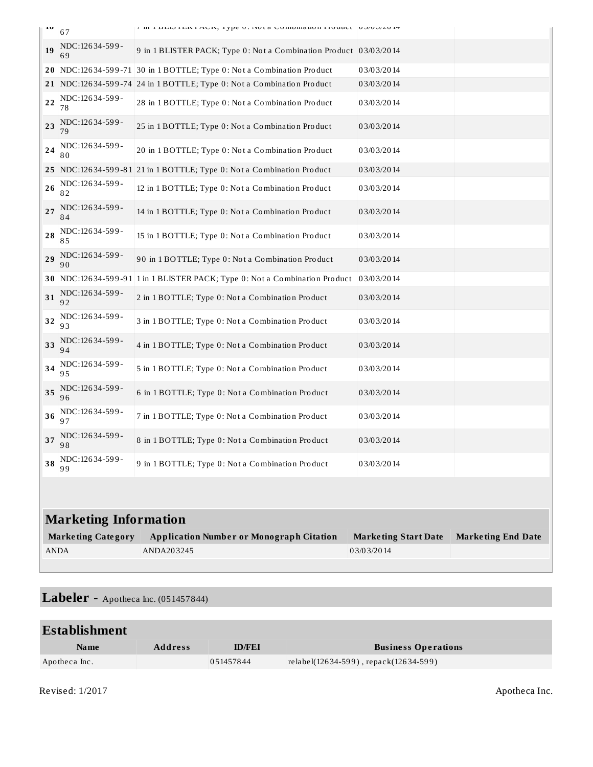| | | | | |
|---|---|---|---|---|
| 18 | NDC:12634-599-67 | 7 in 1 BLISTER PACK; Type 0: Not a Combination Product | 03/03/2014 | |
| 19 | NDC:12634-599-69 | 9 in 1 BLISTER PACK; Type 0: Not a Combination Product | 03/03/2014 | |
| 20 | NDC:12634-599-71 | 30 in 1 BOTTLE; Type 0: Not a Combination Product | 03/03/2014 | |
| 21 | NDC:12634-599-74 | 24 in 1 BOTTLE; Type 0: Not a Combination Product | 03/03/2014 | |
| 22 | NDC:12634-599-78 | 28 in 1 BOTTLE; Type 0: Not a Combination Product | 03/03/2014 | |
| 23 | NDC:12634-599-79 | 25 in 1 BOTTLE; Type 0: Not a Combination Product | 03/03/2014 | |
| 24 | NDC:12634-599-80 | 20 in 1 BOTTLE; Type 0: Not a Combination Product | 03/03/2014 | |
| 25 | NDC:12634-599-81 | 21 in 1 BOTTLE; Type 0: Not a Combination Product | 03/03/2014 | |
| 26 | NDC:12634-599-82 | 12 in 1 BOTTLE; Type 0: Not a Combination Product | 03/03/2014 | |
| 27 | NDC:12634-599-84 | 14 in 1 BOTTLE; Type 0: Not a Combination Product | 03/03/2014 | |
| 28 | NDC:12634-599-85 | 15 in 1 BOTTLE; Type 0: Not a Combination Product | 03/03/2014 | |
| 29 | NDC:12634-599-90 | 90 in 1 BOTTLE; Type 0: Not a Combination Product | 03/03/2014 | |
| 30 | NDC:12634-599-91 | 1 in 1 BLISTER PACK; Type 0: Not a Combination Product | 03/03/2014 | |
| 31 | NDC:12634-599-92 | 2 in 1 BOTTLE; Type 0: Not a Combination Product | 03/03/2014 | |
| 32 | NDC:12634-599-93 | 3 in 1 BOTTLE; Type 0: Not a Combination Product | 03/03/2014 | |
| 33 | NDC:12634-599-94 | 4 in 1 BOTTLE; Type 0: Not a Combination Product | 03/03/2014 | |
| 34 | NDC:12634-599-95 | 5 in 1 BOTTLE; Type 0: Not a Combination Product | 03/03/2014 | |
| 35 | NDC:12634-599-96 | 6 in 1 BOTTLE; Type 0: Not a Combination Product | 03/03/2014 | |
| 36 | NDC:12634-599-97 | 7 in 1 BOTTLE; Type 0: Not a Combination Product | 03/03/2014 | |
| 37 | NDC:12634-599-98 | 8 in 1 BOTTLE; Type 0: Not a Combination Product | 03/03/2014 | |
| 38 | NDC:12634-599-99 | 9 in 1 BOTTLE; Type 0: Not a Combination Product | 03/03/2014 | |

## Marketing Information

| Marketing Category | Application Number or Monograph Citation | Marketing Start Date | Marketing End Date |
|---|---|---|---|
| ANDA | ANDA203245 | 03/03/2014 | |

## Labeler - Apotheca Inc. (051457844)

## Establishment

| Name | Address | ID/FEI | Business Operations |
|---|---|---|---|
| Apotheca Inc. | | 051457844 | relabel(12634-599), repack(12634-599) |

Revised: 1/2017

Apotheca Inc.